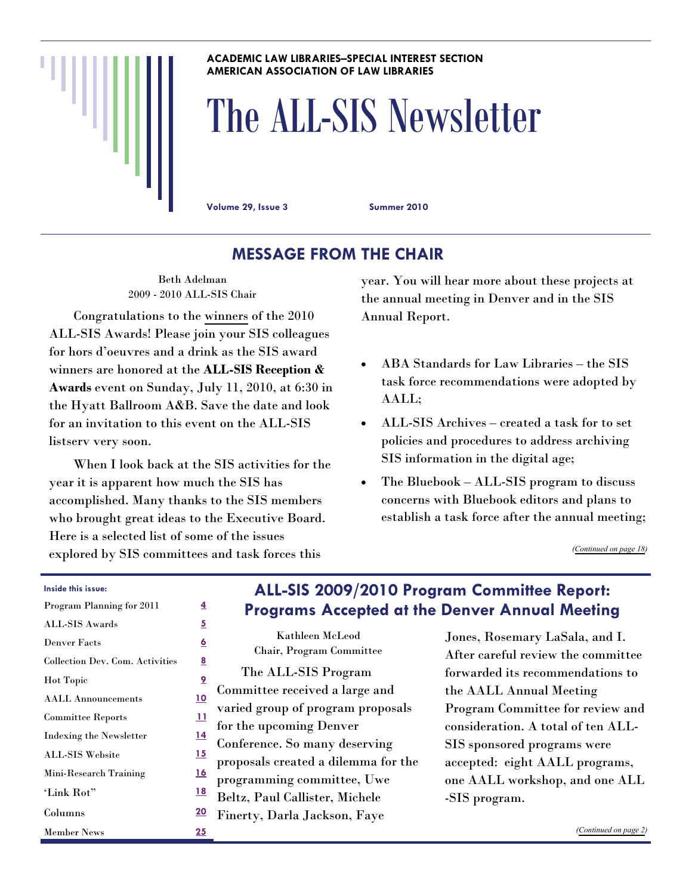**ACADEMIC LAW LIBRARIES–SPECIAL INTEREST SECTION**
**AMERICAN ASSOCIATION OF LAW LIBRARIES**

# The ALL-SIS Newsletter

**Volume 29, Issue 3** **Summer 2010**

## MESSAGE FROM THE CHAIR

Beth Adelman
2009 - 2010 ALL-SIS Chair

Congratulations to the winners of the 2010 ALL-SIS Awards! Please join your SIS colleagues for hors d'oeuvres and a drink as the SIS award winners are honored at the **ALL-SIS Reception & Awards** event on Sunday, July 11, 2010, at 6:30 in the Hyatt Ballroom A&B. Save the date and look for an invitation to this event on the ALL-SIS listserv very soon.

When I look back at the SIS activities for the year it is apparent how much the SIS has accomplished. Many thanks to the SIS members who brought great ideas to the Executive Board. Here is a selected list of some of the issues explored by SIS committees and task forces this year. You will hear more about these projects at the annual meeting in Denver and in the SIS Annual Report.

- ABA Standards for Law Libraries – the SIS task force recommendations were adopted by AALL;
- ALL-SIS Archives – created a task for to set policies and procedures to address archiving SIS information in the digital age;
- The Bluebook – ALL-SIS program to discuss concerns with Bluebook editors and plans to establish a task force after the annual meeting;

*(Continued on page 18)*

**Inside this issue:**

| | |
|---|---|
| Program Planning for 2011 | 4 |
| ALL-SIS Awards | 5 |
| Denver Facts | 6 |
| Collection Dev. Com. Activities | 8 |
| Hot Topic | 9 |
| AALL Announcements | 10 |
| Committee Reports | 11 |
| Indexing the Newsletter | 14 |
| ALL-SIS Website | 15 |
| Mini-Research Training | 16 |
| 'Link Rot" | 18 |
| Columns | 20 |
| Member News | 25 |

## ALL-SIS 2009/2010 Program Committee Report: Programs Accepted at the Denver Annual Meeting

Kathleen McLeod
Chair, Program Committee

The ALL-SIS Program Committee received a large and varied group of program proposals for the upcoming Denver Conference. So many deserving proposals created a dilemma for the programming committee, Uwe Beltz, Paul Callister, Michele Finerty, Darla Jackson, Faye Jones, Rosemary LaSala, and I. After careful review the committee forwarded its recommendations to the AALL Annual Meeting Program Committee for review and consideration. A total of ten ALL-SIS sponsored programs were accepted: eight AALL programs, one AALL workshop, and one ALL-SIS program.

*(Continued on page 2)*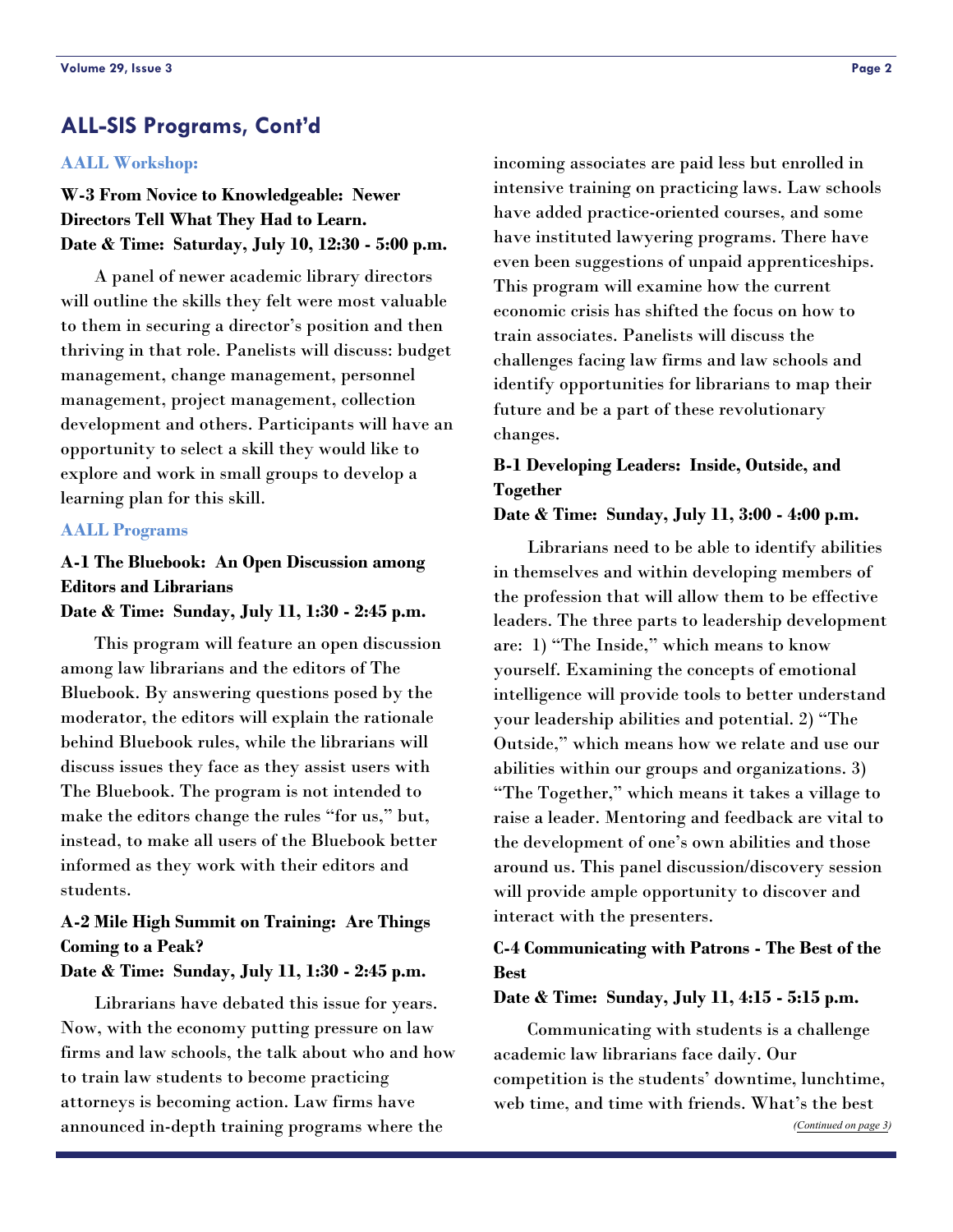## ALL-SIS Programs, Cont'd

### AALL Workshop:

**W-3 From Novice to Knowledgeable: Newer Directors Tell What They Had to Learn.**
**Date & Time: Saturday, July 10, 12:30 - 5:00 p.m.**

A panel of newer academic library directors will outline the skills they felt were most valuable to them in securing a director's position and then thriving in that role. Panelists will discuss: budget management, change management, personnel management, project management, collection development and others. Participants will have an opportunity to select a skill they would like to explore and work in small groups to develop a learning plan for this skill.

### AALL Programs

**A-1 The Bluebook: An Open Discussion among Editors and Librarians**
**Date & Time: Sunday, July 11, 1:30 - 2:45 p.m.**

This program will feature an open discussion among law librarians and the editors of The Bluebook. By answering questions posed by the moderator, the editors will explain the rationale behind Bluebook rules, while the librarians will discuss issues they face as they assist users with The Bluebook. The program is not intended to make the editors change the rules "for us," but, instead, to make all users of the Bluebook better informed as they work with their editors and students.

**A-2 Mile High Summit on Training: Are Things Coming to a Peak?**
**Date & Time: Sunday, July 11, 1:30 - 2:45 p.m.**

Librarians have debated this issue for years. Now, with the economy putting pressure on law firms and law schools, the talk about who and how to train law students to become practicing attorneys is becoming action. Law firms have announced in-depth training programs where the incoming associates are paid less but enrolled in intensive training on practicing laws. Law schools have added practice-oriented courses, and some have instituted lawyering programs. There have even been suggestions of unpaid apprenticeships. This program will examine how the current economic crisis has shifted the focus on how to train associates. Panelists will discuss the challenges facing law firms and law schools and identify opportunities for librarians to map their future and be a part of these revolutionary changes.

**B-1 Developing Leaders: Inside, Outside, and Together**
**Date & Time: Sunday, July 11, 3:00 - 4:00 p.m.**

Librarians need to be able to identify abilities in themselves and within developing members of the profession that will allow them to be effective leaders. The three parts to leadership development are: 1) "The Inside," which means to know yourself. Examining the concepts of emotional intelligence will provide tools to better understand your leadership abilities and potential. 2) "The Outside," which means how we relate and use our abilities within our groups and organizations. 3) "The Together," which means it takes a village to raise a leader. Mentoring and feedback are vital to the development of one's own abilities and those around us. This panel discussion/discovery session will provide ample opportunity to discover and interact with the presenters.

**C-4 Communicating with Patrons - The Best of the Best**
**Date & Time: Sunday, July 11, 4:15 - 5:15 p.m.**

Communicating with students is a challenge academic law librarians face daily. Our competition is the students' downtime, lunchtime, web time, and time with friends. What's the best

*(Continued on page 3)*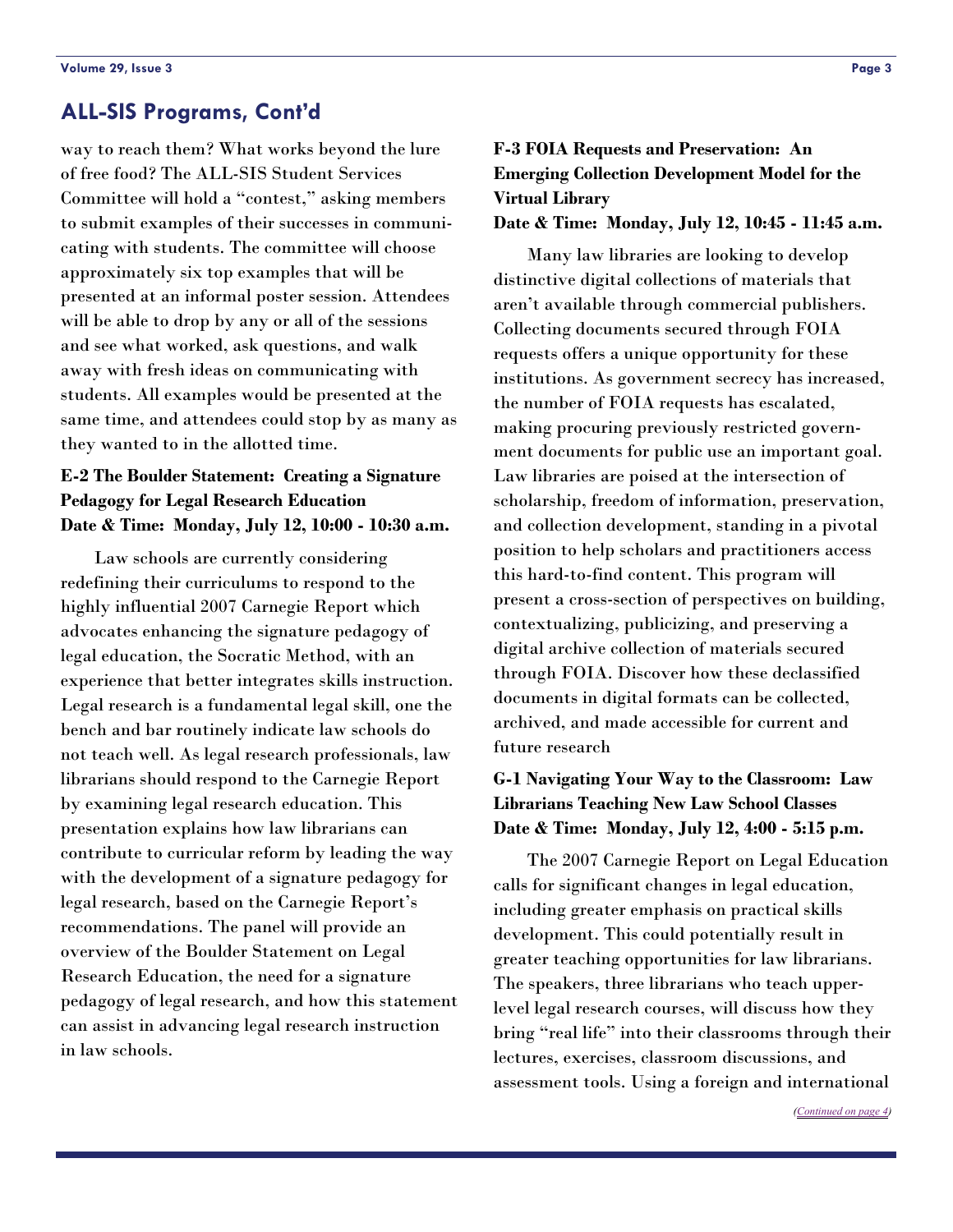## ALL-SIS Programs, Cont'd

way to reach them? What works beyond the lure of free food? The ALL-SIS Student Services Committee will hold a "contest," asking members to submit examples of their successes in communicating with students. The committee will choose approximately six top examples that will be presented at an informal poster session. Attendees will be able to drop by any or all of the sessions and see what worked, ask questions, and walk away with fresh ideas on communicating with students. All examples would be presented at the same time, and attendees could stop by as many as they wanted to in the allotted time.

### E-2 The Boulder Statement: Creating a Signature Pedagogy for Legal Research Education

**Date & Time: Monday, July 12, 10:00 - 10:30 a.m.**

Law schools are currently considering redefining their curriculums to respond to the highly influential 2007 Carnegie Report which advocates enhancing the signature pedagogy of legal education, the Socratic Method, with an experience that better integrates skills instruction. Legal research is a fundamental legal skill, one the bench and bar routinely indicate law schools do not teach well. As legal research professionals, law librarians should respond to the Carnegie Report by examining legal research education. This presentation explains how law librarians can contribute to curricular reform by leading the way with the development of a signature pedagogy for legal research, based on the Carnegie Report's recommendations. The panel will provide an overview of the Boulder Statement on Legal Research Education, the need for a signature pedagogy of legal research, and how this statement can assist in advancing legal research instruction in law schools.

### F-3 FOIA Requests and Preservation: An Emerging Collection Development Model for the Virtual Library

**Date & Time: Monday, July 12, 10:45 - 11:45 a.m.**

Many law libraries are looking to develop distinctive digital collections of materials that aren't available through commercial publishers. Collecting documents secured through FOIA requests offers a unique opportunity for these institutions. As government secrecy has increased, the number of FOIA requests has escalated, making procuring previously restricted government documents for public use an important goal. Law libraries are poised at the intersection of scholarship, freedom of information, preservation, and collection development, standing in a pivotal position to help scholars and practitioners access this hard-to-find content. This program will present a cross-section of perspectives on building, contextualizing, publicizing, and preserving a digital archive collection of materials secured through FOIA. Discover how these declassified documents in digital formats can be collected, archived, and made accessible for current and future research

### G-1 Navigating Your Way to the Classroom: Law Librarians Teaching New Law School Classes

**Date & Time: Monday, July 12, 4:00 - 5:15 p.m.**

The 2007 Carnegie Report on Legal Education calls for significant changes in legal education, including greater emphasis on practical skills development. This could potentially result in greater teaching opportunities for law librarians. The speakers, three librarians who teach upper-level legal research courses, will discuss how they bring "real life" into their classrooms through their lectures, exercises, classroom discussions, and assessment tools. Using a foreign and international

*(Continued on page 4)*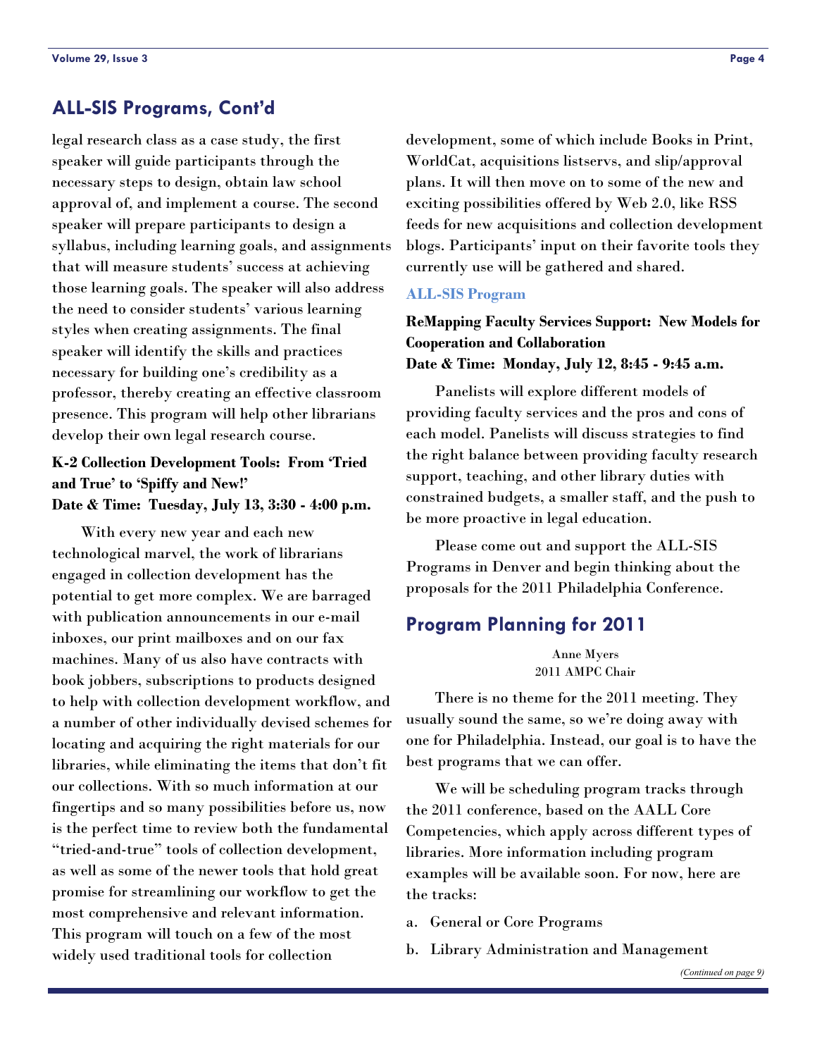## ALL-SIS Programs, Cont'd

legal research class as a case study, the first speaker will guide participants through the necessary steps to design, obtain law school approval of, and implement a course. The second speaker will prepare participants to design a syllabus, including learning goals, and assignments that will measure students' success at achieving those learning goals. The speaker will also address the need to consider students' various learning styles when creating assignments. The final speaker will identify the skills and practices necessary for building one's credibility as a professor, thereby creating an effective classroom presence. This program will help other librarians develop their own legal research course.

**K-2 Collection Development Tools: From 'Tried and True' to 'Spiffy and New!'**
**Date & Time: Tuesday, July 13, 3:30 - 4:00 p.m.**

With every new year and each new technological marvel, the work of librarians engaged in collection development has the potential to get more complex. We are barraged with publication announcements in our e-mail inboxes, our print mailboxes and on our fax machines. Many of us also have contracts with book jobbers, subscriptions to products designed to help with collection development workflow, and a number of other individually devised schemes for locating and acquiring the right materials for our libraries, while eliminating the items that don't fit our collections. With so much information at our fingertips and so many possibilities before us, now is the perfect time to review both the fundamental "tried-and-true" tools of collection development, as well as some of the newer tools that hold great promise for streamlining our workflow to get the most comprehensive and relevant information. This program will touch on a few of the most widely used traditional tools for collection development, some of which include Books in Print, WorldCat, acquisitions listservs, and slip/approval plans. It will then move on to some of the new and exciting possibilities offered by Web 2.0, like RSS feeds for new acquisitions and collection development blogs. Participants' input on their favorite tools they currently use will be gathered and shared.

### ALL-SIS Program

**ReMapping Faculty Services Support: New Models for Cooperation and Collaboration**
**Date & Time: Monday, July 12, 8:45 - 9:45 a.m.**

Panelists will explore different models of providing faculty services and the pros and cons of each model. Panelists will discuss strategies to find the right balance between providing faculty research support, teaching, and other library duties with constrained budgets, a smaller staff, and the push to be more proactive in legal education.

Please come out and support the ALL-SIS Programs in Denver and begin thinking about the proposals for the 2011 Philadelphia Conference.

## Program Planning for 2011

Anne Myers
2011 AMPC Chair

There is no theme for the 2011 meeting. They usually sound the same, so we're doing away with one for Philadelphia. Instead, our goal is to have the best programs that we can offer.

We will be scheduling program tracks through the 2011 conference, based on the AALL Core Competencies, which apply across different types of libraries. More information including program examples will be available soon. For now, here are the tracks:

a. General or Core Programs

b. Library Administration and Management

*(Continued on page 9)*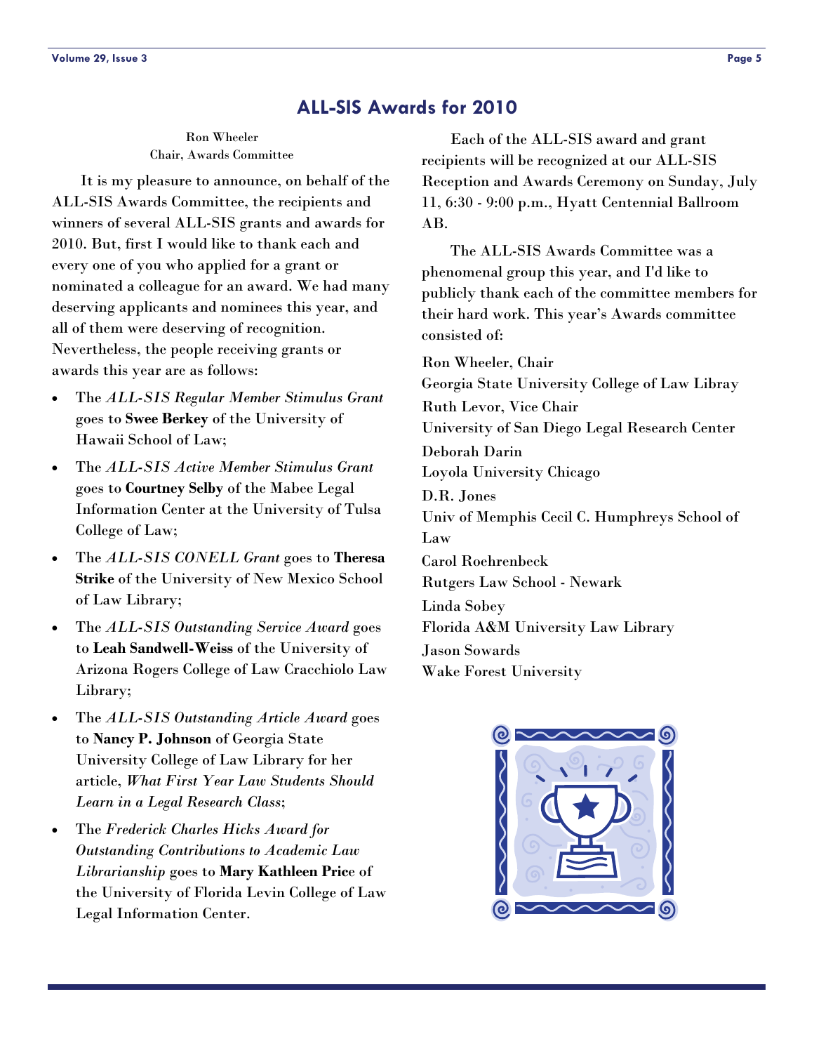## ALL-SIS Awards for 2010

Ron Wheeler
Chair, Awards Committee

It is my pleasure to announce, on behalf of the ALL-SIS Awards Committee, the recipients and winners of several ALL-SIS grants and awards for 2010. But, first I would like to thank each and every one of you who applied for a grant or nominated a colleague for an award. We had many deserving applicants and nominees this year, and all of them were deserving of recognition. Nevertheless, the people receiving grants or awards this year are as follows:

- The *ALL-SIS Regular Member Stimulus Grant* goes to **Swee Berkey** of the University of Hawaii School of Law;
- The *ALL-SIS Active Member Stimulus Grant* goes to **Courtney Selby** of the Mabee Legal Information Center at the University of Tulsa College of Law;
- The *ALL-SIS CONELL Grant* goes to **Theresa Strike** of the University of New Mexico School of Law Library;
- The *ALL-SIS Outstanding Service Award* goes to **Leah Sandwell-Weiss** of the University of Arizona Rogers College of Law Cracchiolo Law Library;
- The *ALL-SIS Outstanding Article Award* goes to **Nancy P. Johnson** of Georgia State University College of Law Library for her article, *What First Year Law Students Should Learn in a Legal Research Class*;
- The *Frederick Charles Hicks Award for Outstanding Contributions to Academic Law Librarianship* goes to **Mary Kathleen Price** of the University of Florida Levin College of Law Legal Information Center.

Each of the ALL-SIS award and grant recipients will be recognized at our ALL-SIS Reception and Awards Ceremony on Sunday, July 11, 6:30 - 9:00 p.m., Hyatt Centennial Ballroom AB.

The ALL-SIS Awards Committee was a phenomenal group this year, and I'd like to publicly thank each of the committee members for their hard work. This year's Awards committee consisted of:

Ron Wheeler, Chair
Georgia State University College of Law Libray

Ruth Levor, Vice Chair
University of San Diego Legal Research Center

Deborah Darin
Loyola University Chicago

D.R. Jones
Univ of Memphis Cecil C. Humphreys School of Law

Carol Roehrenbeck
Rutgers Law School - Newark

Linda Sobey
Florida A&M University Law Library

Jason Sowards
Wake Forest University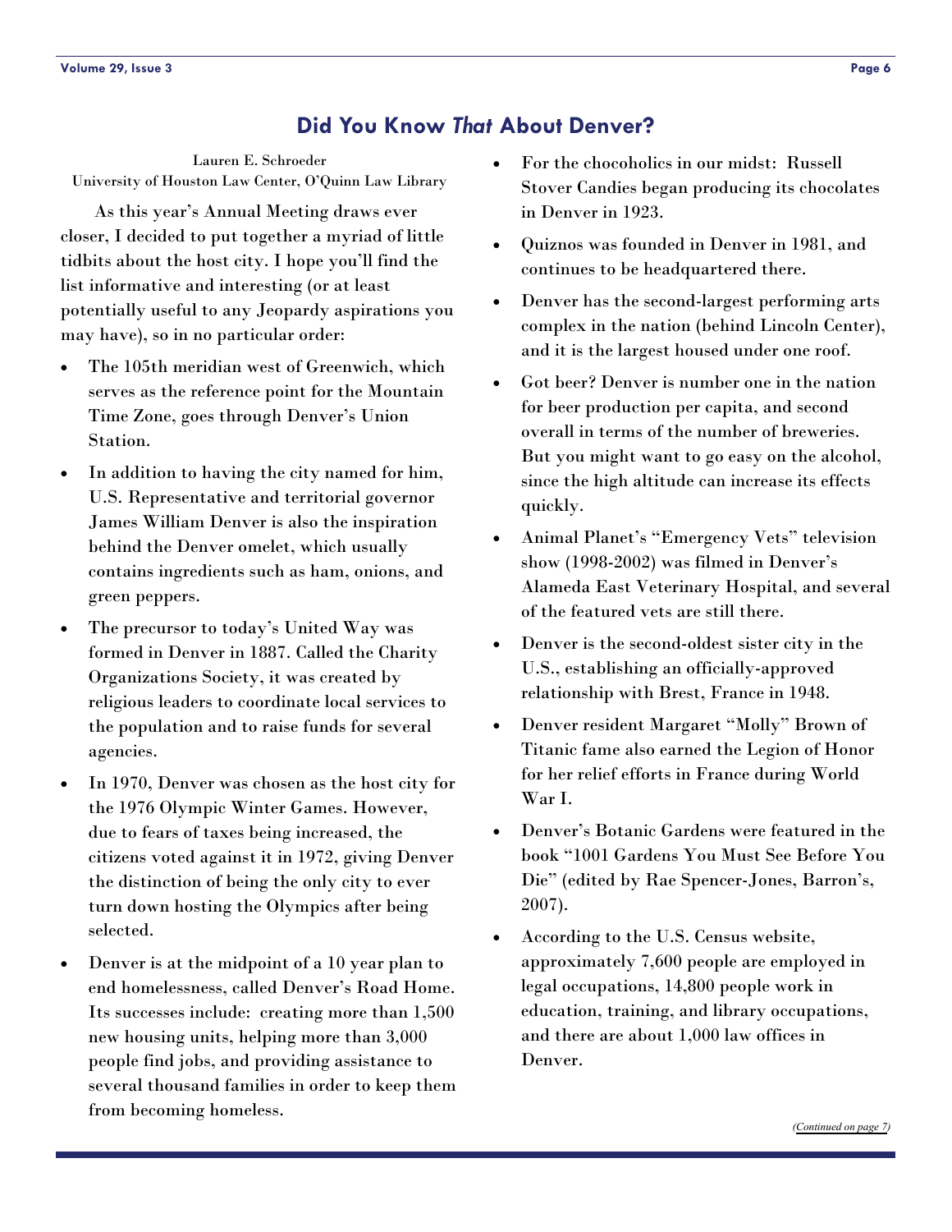## Did You Know *That* About Denver?

Lauren E. Schroeder
University of Houston Law Center, O'Quinn Law Library

As this year's Annual Meeting draws ever closer, I decided to put together a myriad of little tidbits about the host city. I hope you'll find the list informative and interesting (or at least potentially useful to any Jeopardy aspirations you may have), so in no particular order:

- The 105th meridian west of Greenwich, which serves as the reference point for the Mountain Time Zone, goes through Denver's Union Station.
- In addition to having the city named for him, U.S. Representative and territorial governor James William Denver is also the inspiration behind the Denver omelet, which usually contains ingredients such as ham, onions, and green peppers.
- The precursor to today's United Way was formed in Denver in 1887. Called the Charity Organizations Society, it was created by religious leaders to coordinate local services to the population and to raise funds for several agencies.
- In 1970, Denver was chosen as the host city for the 1976 Olympic Winter Games. However, due to fears of taxes being increased, the citizens voted against it in 1972, giving Denver the distinction of being the only city to ever turn down hosting the Olympics after being selected.
- Denver is at the midpoint of a 10 year plan to end homelessness, called Denver's Road Home. Its successes include: creating more than 1,500 new housing units, helping more than 3,000 people find jobs, and providing assistance to several thousand families in order to keep them from becoming homeless.
- For the chocoholics in our midst: Russell Stover Candies began producing its chocolates in Denver in 1923.
- Quiznos was founded in Denver in 1981, and continues to be headquartered there.
- Denver has the second-largest performing arts complex in the nation (behind Lincoln Center), and it is the largest housed under one roof.
- Got beer? Denver is number one in the nation for beer production per capita, and second overall in terms of the number of breweries. But you might want to go easy on the alcohol, since the high altitude can increase its effects quickly.
- Animal Planet's "Emergency Vets" television show (1998-2002) was filmed in Denver's Alameda East Veterinary Hospital, and several of the featured vets are still there.
- Denver is the second-oldest sister city in the U.S., establishing an officially-approved relationship with Brest, France in 1948.
- Denver resident Margaret "Molly" Brown of Titanic fame also earned the Legion of Honor for her relief efforts in France during World War I.
- Denver's Botanic Gardens were featured in the book "1001 Gardens You Must See Before You Die" (edited by Rae Spencer-Jones, Barron's, 2007).
- According to the U.S. Census website, approximately 7,600 people are employed in legal occupations, 14,800 people work in education, training, and library occupations, and there are about 1,000 law offices in Denver.

*(Continued on page 7)*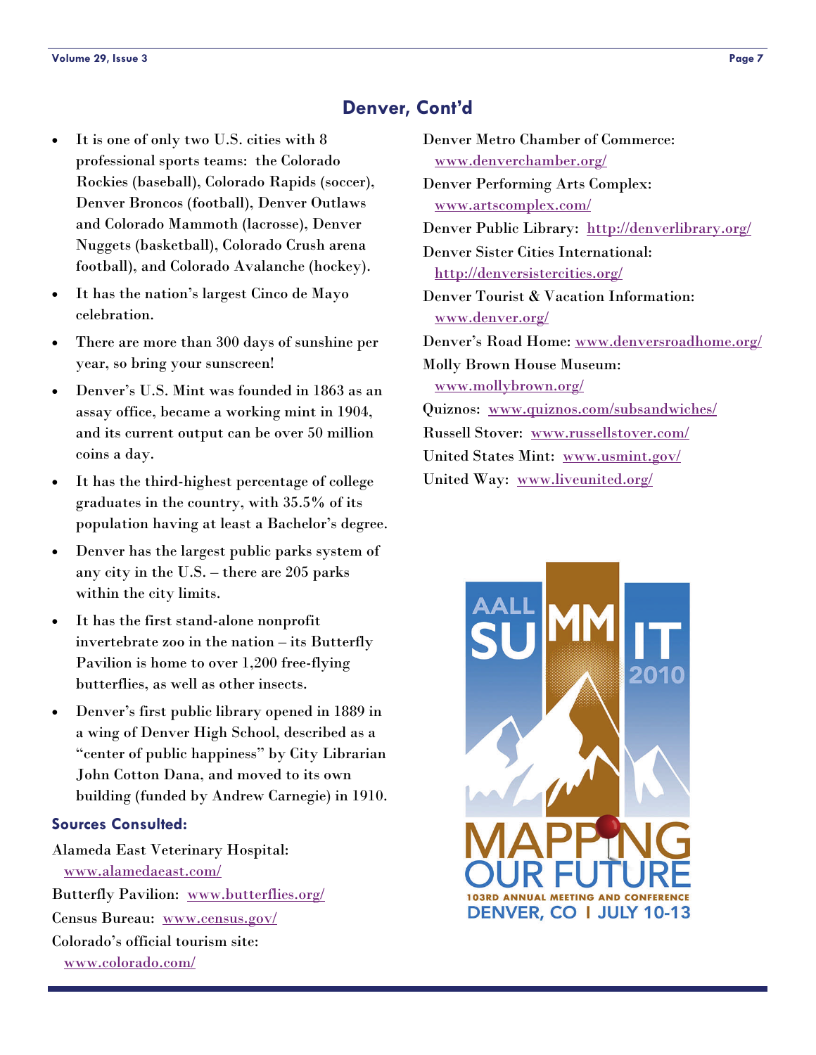## Denver, Cont'd

- It is one of only two U.S. cities with 8 professional sports teams: the Colorado Rockies (baseball), Colorado Rapids (soccer), Denver Broncos (football), Denver Outlaws and Colorado Mammoth (lacrosse), Denver Nuggets (basketball), Colorado Crush arena football), and Colorado Avalanche (hockey).
- It has the nation's largest Cinco de Mayo celebration.
- There are more than 300 days of sunshine per year, so bring your sunscreen!
- Denver's U.S. Mint was founded in 1863 as an assay office, became a working mint in 1904, and its current output can be over 50 million coins a day.
- It has the third-highest percentage of college graduates in the country, with 35.5% of its population having at least a Bachelor's degree.
- Denver has the largest public parks system of any city in the U.S. – there are 205 parks within the city limits.
- It has the first stand-alone nonprofit invertebrate zoo in the nation – its Butterfly Pavilion is home to over 1,200 free-flying butterflies, as well as other insects.
- Denver's first public library opened in 1889 in a wing of Denver High School, described as a "center of public happiness" by City Librarian John Cotton Dana, and moved to its own building (funded by Andrew Carnegie) in 1910.

### Sources Consulted:

Alameda East Veterinary Hospital: www.alamedaeast.com/

Butterfly Pavilion: www.butterflies.org/

Census Bureau: www.census.gov/

Colorado's official tourism site: www.colorado.com/

Denver Metro Chamber of Commerce: www.denverchamber.org/

Denver Performing Arts Complex: www.artscomplex.com/

Denver Public Library: http://denverlibrary.org/

Denver Sister Cities International: http://denversistercities.org/

Denver Tourist & Vacation Information: www.denver.org/

Denver's Road Home: www.denversroadhome.org/

Molly Brown House Museum: www.mollybrown.org/

Quiznos: www.quiznos.com/subsandwiches/

Russell Stover: www.russellstover.com/

United States Mint: www.usmint.gov/

United Way: www.liveunited.org/

AALL SUMMIT 2010

MAPPING OUR FUTURE

103RD ANNUAL MEETING AND CONFERENCE

DENVER, CO | JULY 10-13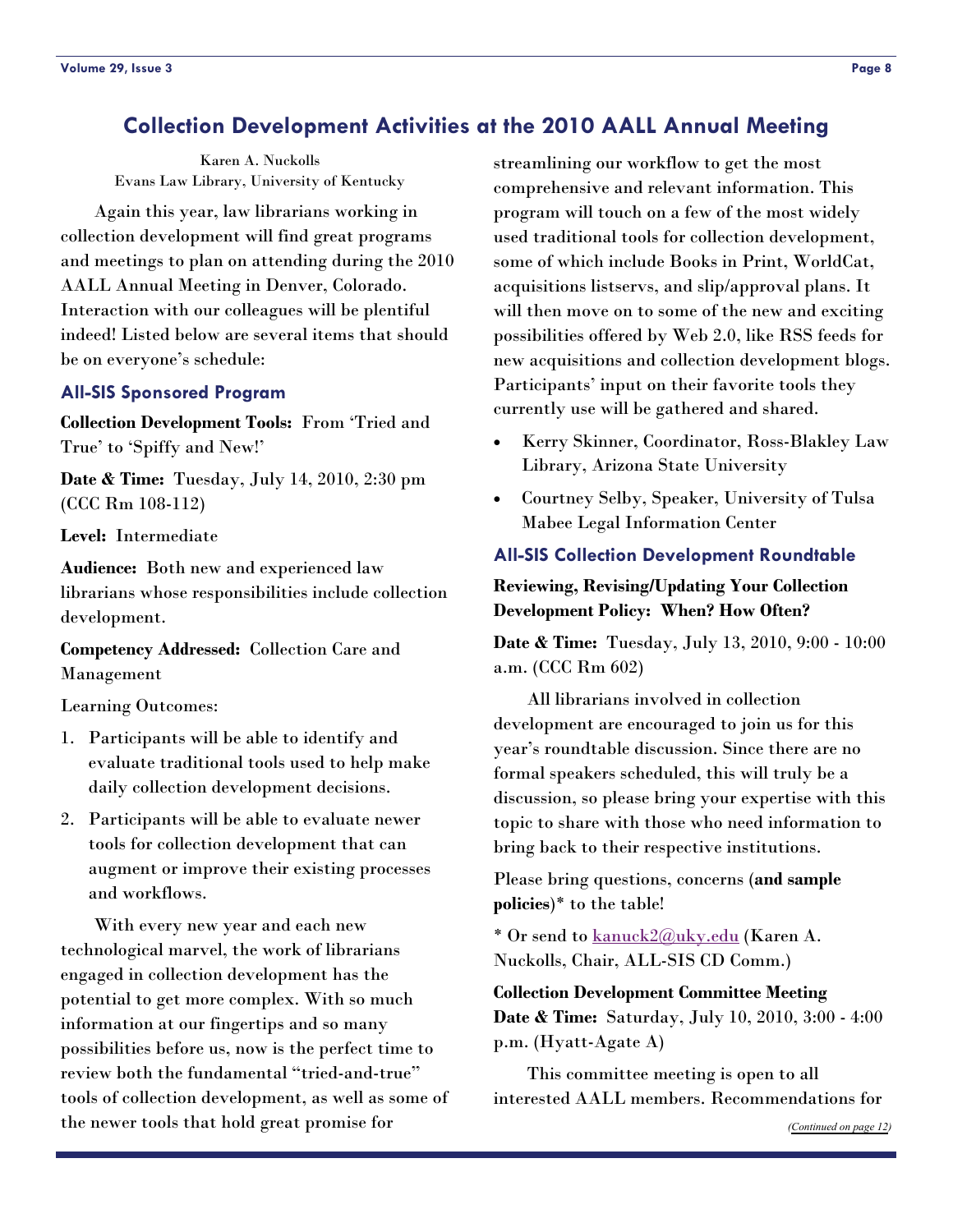## Collection Development Activities at the 2010 AALL Annual Meeting

Karen A. Nuckolls
Evans Law Library, University of Kentucky

Again this year, law librarians working in collection development will find great programs and meetings to plan on attending during the 2010 AALL Annual Meeting in Denver, Colorado. Interaction with our colleagues will be plentiful indeed! Listed below are several items that should be on everyone's schedule:

### All-SIS Sponsored Program

**Collection Development Tools:** From 'Tried and True' to 'Spiffy and New!'

**Date & Time:** Tuesday, July 14, 2010, 2:30 pm (CCC Rm 108-112)

**Level:** Intermediate

**Audience:** Both new and experienced law librarians whose responsibilities include collection development.

**Competency Addressed:** Collection Care and Management

Learning Outcomes:

1. Participants will be able to identify and evaluate traditional tools used to help make daily collection development decisions.
2. Participants will be able to evaluate newer tools for collection development that can augment or improve their existing processes and workflows.

With every new year and each new technological marvel, the work of librarians engaged in collection development has the potential to get more complex. With so much information at our fingertips and so many possibilities before us, now is the perfect time to review both the fundamental "tried-and-true" tools of collection development, as well as some of the newer tools that hold great promise for streamlining our workflow to get the most comprehensive and relevant information. This program will touch on a few of the most widely used traditional tools for collection development, some of which include Books in Print, WorldCat, acquisitions listservs, and slip/approval plans. It will then move on to some of the new and exciting possibilities offered by Web 2.0, like RSS feeds for new acquisitions and collection development blogs. Participants' input on their favorite tools they currently use will be gathered and shared.

- Kerry Skinner, Coordinator, Ross-Blakley Law Library, Arizona State University
- Courtney Selby, Speaker, University of Tulsa Mabee Legal Information Center

### All-SIS Collection Development Roundtable

**Reviewing, Revising/Updating Your Collection Development Policy: When? How Often?**

**Date & Time:** Tuesday, July 13, 2010, 9:00 - 10:00 a.m. (CCC Rm 602)

All librarians involved in collection development are encouraged to join us for this year's roundtable discussion. Since there are no formal speakers scheduled, this will truly be a discussion, so please bring your expertise with this topic to share with those who need information to bring back to their respective institutions.

Please bring questions, concerns (**and sample policies**)* to the table!

* Or send to kanuck2@uky.edu (Karen A. Nuckolls, Chair, ALL-SIS CD Comm.)

**Collection Development Committee Meeting**
**Date & Time:** Saturday, July 10, 2010, 3:00 - 4:00 p.m. (Hyatt-Agate A)

This committee meeting is open to all interested AALL members. Recommendations for

*(Continued on page 12)*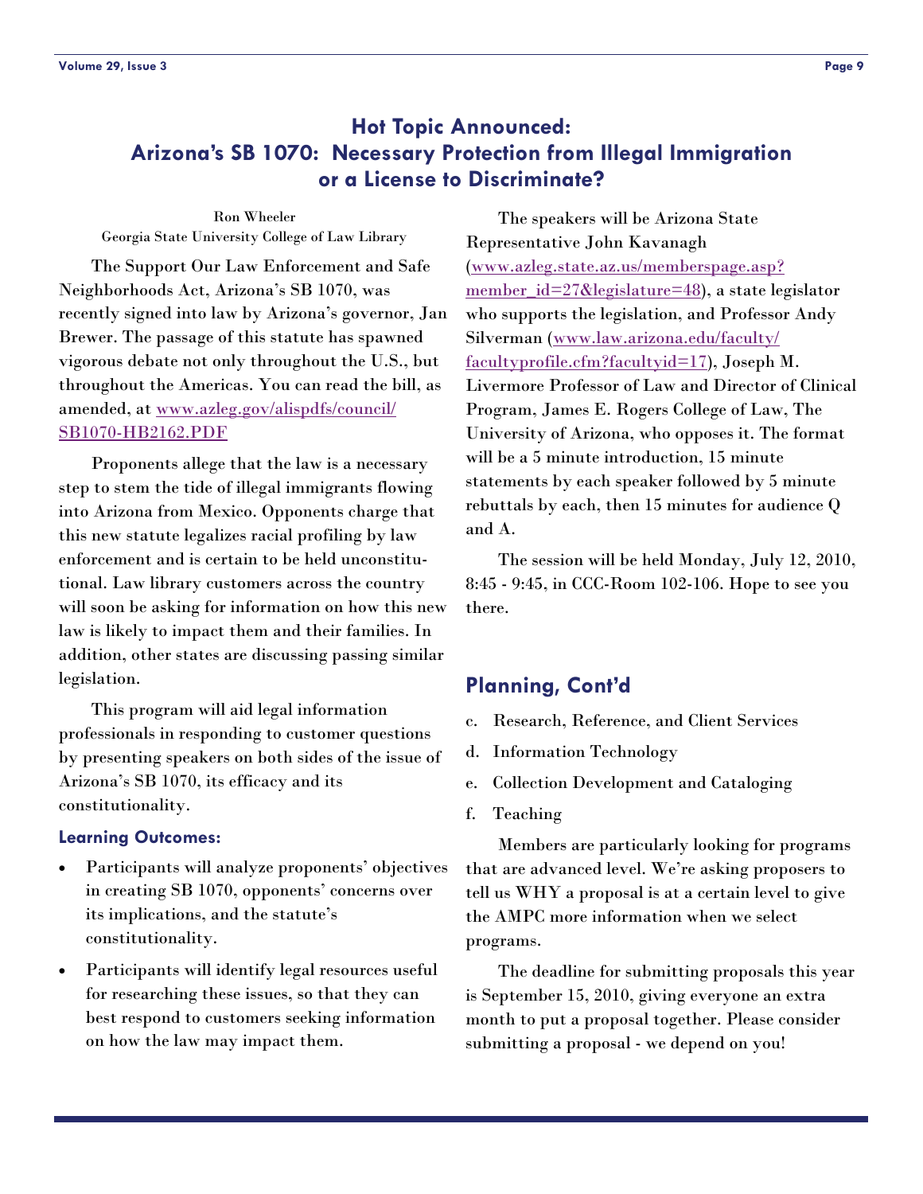## Hot Topic Announced: Arizona's SB 1070: Necessary Protection from Illegal Immigration or a License to Discriminate?

Ron Wheeler
Georgia State University College of Law Library

The Support Our Law Enforcement and Safe Neighborhoods Act, Arizona's SB 1070, was recently signed into law by Arizona's governor, Jan Brewer. The passage of this statute has spawned vigorous debate not only throughout the U.S., but throughout the Americas. You can read the bill, as amended, at www.azleg.gov/alispdfs/council/SB1070-HB2162.PDF

Proponents allege that the law is a necessary step to stem the tide of illegal immigrants flowing into Arizona from Mexico. Opponents charge that this new statute legalizes racial profiling by law enforcement and is certain to be held unconstitutional. Law library customers across the country will soon be asking for information on how this new law is likely to impact them and their families. In addition, other states are discussing passing similar legislation.

This program will aid legal information professionals in responding to customer questions by presenting speakers on both sides of the issue of Arizona's SB 1070, its efficacy and its constitutionality.

### Learning Outcomes:

- Participants will analyze proponents' objectives in creating SB 1070, opponents' concerns over its implications, and the statute's constitutionality.
- Participants will identify legal resources useful for researching these issues, so that they can best respond to customers seeking information on how the law may impact them.

The speakers will be Arizona State Representative John Kavanagh (www.azleg.state.az.us/memberspage.asp?member_id=27&legislature=48), a state legislator who supports the legislation, and Professor Andy Silverman (www.law.arizona.edu/faculty/facultyprofile.cfm?facultyid=17), Joseph M. Livermore Professor of Law and Director of Clinical Program, James E. Rogers College of Law, The University of Arizona, who opposes it. The format will be a 5 minute introduction, 15 minute statements by each speaker followed by 5 minute rebuttals by each, then 15 minutes for audience Q and A.

The session will be held Monday, July 12, 2010, 8:45 - 9:45, in CCC-Room 102-106. Hope to see you there.

## Planning, Cont'd

c. Research, Reference, and Client Services

d. Information Technology

e. Collection Development and Cataloging

f. Teaching

Members are particularly looking for programs that are advanced level. We're asking proposers to tell us WHY a proposal is at a certain level to give the AMPC more information when we select programs.

The deadline for submitting proposals this year is September 15, 2010, giving everyone an extra month to put a proposal together. Please consider submitting a proposal - we depend on you!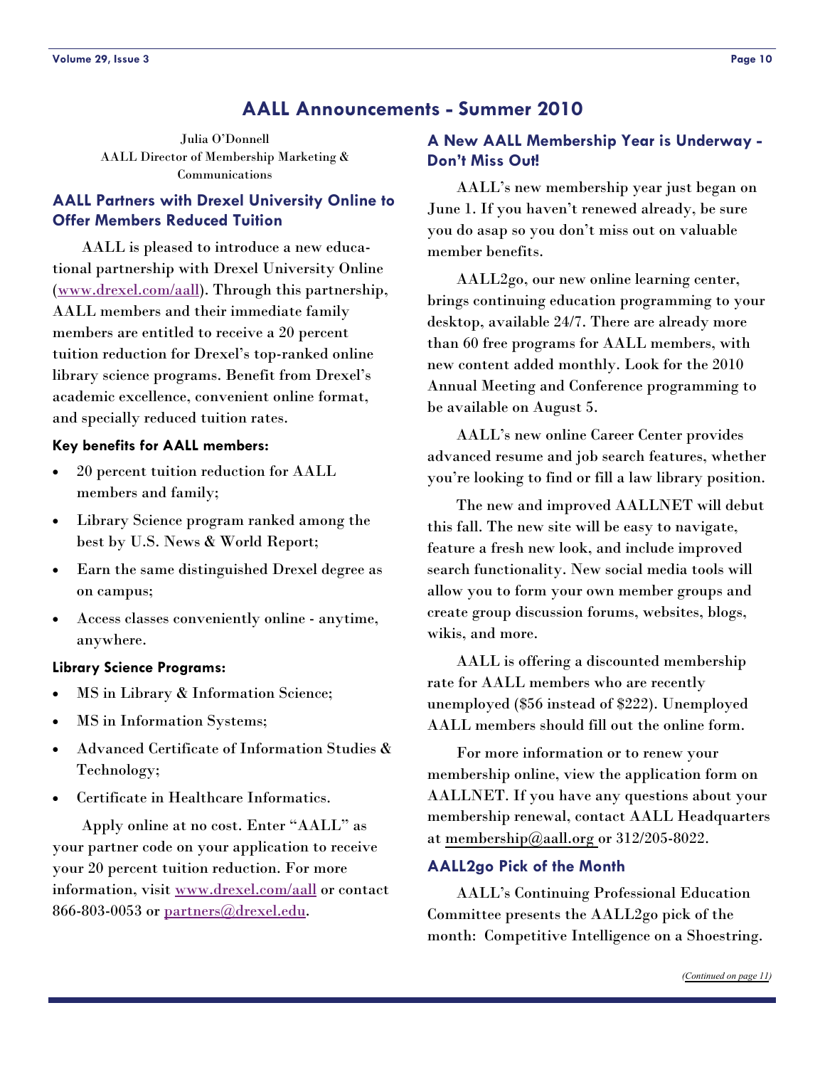# AALL Announcements - Summer 2010

Julia O'Donnell
AALL Director of Membership Marketing & Communications

## AALL Partners with Drexel University Online to Offer Members Reduced Tuition

AALL is pleased to introduce a new educational partnership with Drexel University Online (www.drexel.com/aall). Through this partnership, AALL members and their immediate family members are entitled to receive a 20 percent tuition reduction for Drexel's top-ranked online library science programs. Benefit from Drexel's academic excellence, convenient online format, and specially reduced tuition rates.

### Key benefits for AALL members:

- 20 percent tuition reduction for AALL members and family;
- Library Science program ranked among the best by U.S. News & World Report;
- Earn the same distinguished Drexel degree as on campus;
- Access classes conveniently online - anytime, anywhere.

### Library Science Programs:

- MS in Library & Information Science;
- MS in Information Systems;
- Advanced Certificate of Information Studies & Technology;
- Certificate in Healthcare Informatics.

Apply online at no cost. Enter "AALL" as your partner code on your application to receive your 20 percent tuition reduction. For more information, visit www.drexel.com/aall or contact 866-803-0053 or partners@drexel.edu.

## A New AALL Membership Year is Underway - Don't Miss Out!

AALL's new membership year just began on June 1. If you haven't renewed already, be sure you do asap so you don't miss out on valuable member benefits.

AALL2go, our new online learning center, brings continuing education programming to your desktop, available 24/7. There are already more than 60 free programs for AALL members, with new content added monthly. Look for the 2010 Annual Meeting and Conference programming to be available on August 5.

AALL's new online Career Center provides advanced resume and job search features, whether you're looking to find or fill a law library position.

The new and improved AALLNET will debut this fall. The new site will be easy to navigate, feature a fresh new look, and include improved search functionality. New social media tools will allow you to form your own member groups and create group discussion forums, websites, blogs, wikis, and more.

AALL is offering a discounted membership rate for AALL members who are recently unemployed ($56 instead of $222). Unemployed AALL members should fill out the online form.

For more information or to renew your membership online, view the application form on AALLNET. If you have any questions about your membership renewal, contact AALL Headquarters at membership@aall.org or 312/205-8022.

## AALL2go Pick of the Month

AALL's Continuing Professional Education Committee presents the AALL2go pick of the month: Competitive Intelligence on a Shoestring.

*(Continued on page 11)*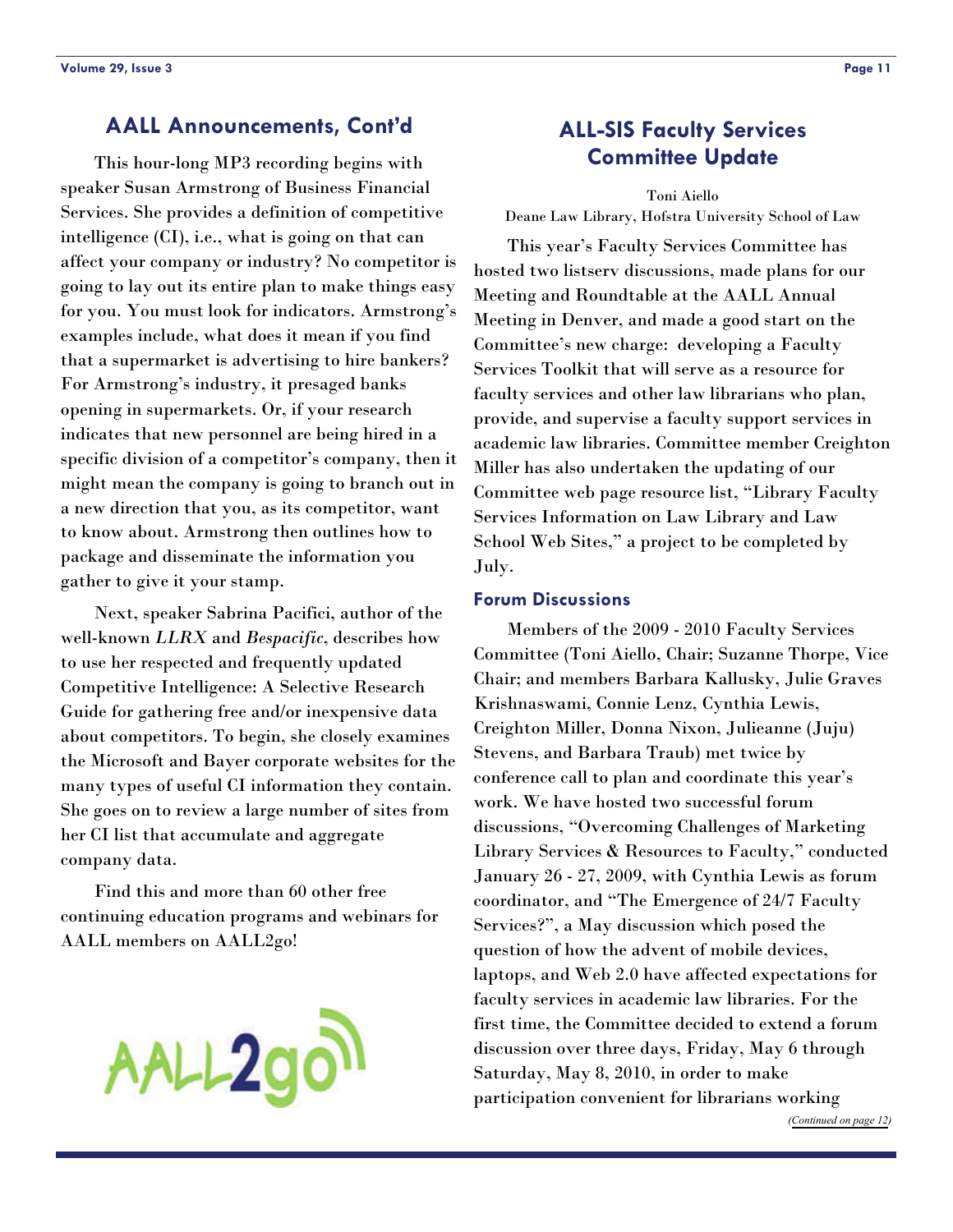## AALL Announcements, Cont'd

This hour-long MP3 recording begins with speaker Susan Armstrong of Business Financial Services. She provides a definition of competitive intelligence (CI), i.e., what is going on that can affect your company or industry? No competitor is going to lay out its entire plan to make things easy for you. You must look for indicators. Armstrong's examples include, what does it mean if you find that a supermarket is advertising to hire bankers? For Armstrong's industry, it presaged banks opening in supermarkets. Or, if your research indicates that new personnel are being hired in a specific division of a competitor's company, then it might mean the company is going to branch out in a new direction that you, as its competitor, want to know about. Armstrong then outlines how to package and disseminate the information you gather to give it your stamp.

Next, speaker Sabrina Pacifici, author of the well-known *LLRX* and *Bespacific*, describes how to use her respected and frequently updated Competitive Intelligence: A Selective Research Guide for gathering free and/or inexpensive data about competitors. To begin, she closely examines the Microsoft and Bayer corporate websites for the many types of useful CI information they contain. She goes on to review a large number of sites from her CI list that accumulate and aggregate company data.

Find this and more than 60 other free continuing education programs and webinars for AALL members on AALL2go!

AALL2go

## ALL-SIS Faculty Services Committee Update

Toni Aiello
Deane Law Library, Hofstra University School of Law

This year's Faculty Services Committee has hosted two listserv discussions, made plans for our Meeting and Roundtable at the AALL Annual Meeting in Denver, and made a good start on the Committee's new charge: developing a Faculty Services Toolkit that will serve as a resource for faculty services and other law librarians who plan, provide, and supervise a faculty support services in academic law libraries. Committee member Creighton Miller has also undertaken the updating of our Committee web page resource list, "Library Faculty Services Information on Law Library and Law School Web Sites," a project to be completed by July.

### Forum Discussions

Members of the 2009 - 2010 Faculty Services Committee (Toni Aiello, Chair; Suzanne Thorpe, Vice Chair; and members Barbara Kallusky, Julie Graves Krishnaswami, Connie Lenz, Cynthia Lewis, Creighton Miller, Donna Nixon, Julieanne (Juju) Stevens, and Barbara Traub) met twice by conference call to plan and coordinate this year's work. We have hosted two successful forum discussions, "Overcoming Challenges of Marketing Library Services & Resources to Faculty," conducted January 26 - 27, 2009, with Cynthia Lewis as forum coordinator, and "The Emergence of 24/7 Faculty Services?", a May discussion which posed the question of how the advent of mobile devices, laptops, and Web 2.0 have affected expectations for faculty services in academic law libraries. For the first time, the Committee decided to extend a forum discussion over three days, Friday, May 6 through Saturday, May 8, 2010, in order to make participation convenient for librarians working

*(Continued on page 12)*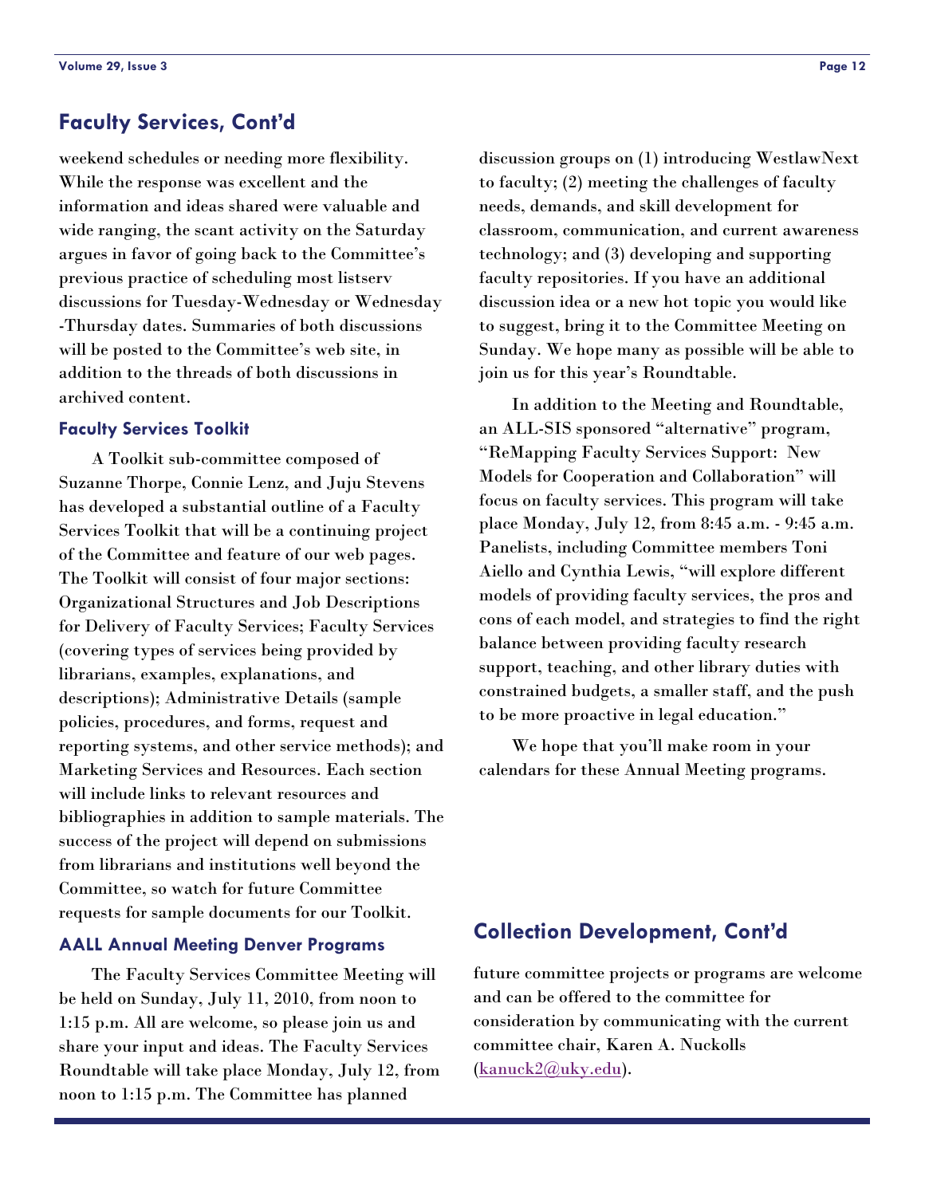## Faculty Services, Cont'd

weekend schedules or needing more flexibility. While the response was excellent and the information and ideas shared were valuable and wide ranging, the scant activity on the Saturday argues in favor of going back to the Committee's previous practice of scheduling most listserv discussions for Tuesday-Wednesday or Wednesday-Thursday dates. Summaries of both discussions will be posted to the Committee's web site, in addition to the threads of both discussions in archived content.

### Faculty Services Toolkit

A Toolkit sub-committee composed of Suzanne Thorpe, Connie Lenz, and Juju Stevens has developed a substantial outline of a Faculty Services Toolkit that will be a continuing project of the Committee and feature of our web pages. The Toolkit will consist of four major sections: Organizational Structures and Job Descriptions for Delivery of Faculty Services; Faculty Services (covering types of services being provided by librarians, examples, explanations, and descriptions); Administrative Details (sample policies, procedures, and forms, request and reporting systems, and other service methods); and Marketing Services and Resources. Each section will include links to relevant resources and bibliographies in addition to sample materials. The success of the project will depend on submissions from librarians and institutions well beyond the Committee, so watch for future Committee requests for sample documents for our Toolkit.

### AALL Annual Meeting Denver Programs

The Faculty Services Committee Meeting will be held on Sunday, July 11, 2010, from noon to 1:15 p.m. All are welcome, so please join us and share your input and ideas. The Faculty Services Roundtable will take place Monday, July 12, from noon to 1:15 p.m. The Committee has planned discussion groups on (1) introducing WestlawNext to faculty; (2) meeting the challenges of faculty needs, demands, and skill development for classroom, communication, and current awareness technology; and (3) developing and supporting faculty repositories. If you have an additional discussion idea or a new hot topic you would like to suggest, bring it to the Committee Meeting on Sunday. We hope many as possible will be able to join us for this year's Roundtable.

In addition to the Meeting and Roundtable, an ALL-SIS sponsored "alternative" program, "ReMapping Faculty Services Support: New Models for Cooperation and Collaboration" will focus on faculty services. This program will take place Monday, July 12, from 8:45 a.m. - 9:45 a.m. Panelists, including Committee members Toni Aiello and Cynthia Lewis, "will explore different models of providing faculty services, the pros and cons of each model, and strategies to find the right balance between providing faculty research support, teaching, and other library duties with constrained budgets, a smaller staff, and the push to be more proactive in legal education."

We hope that you'll make room in your calendars for these Annual Meeting programs.

## Collection Development, Cont'd

future committee projects or programs are welcome and can be offered to the committee for consideration by communicating with the current committee chair, Karen A. Nuckolls (kanuck2@uky.edu).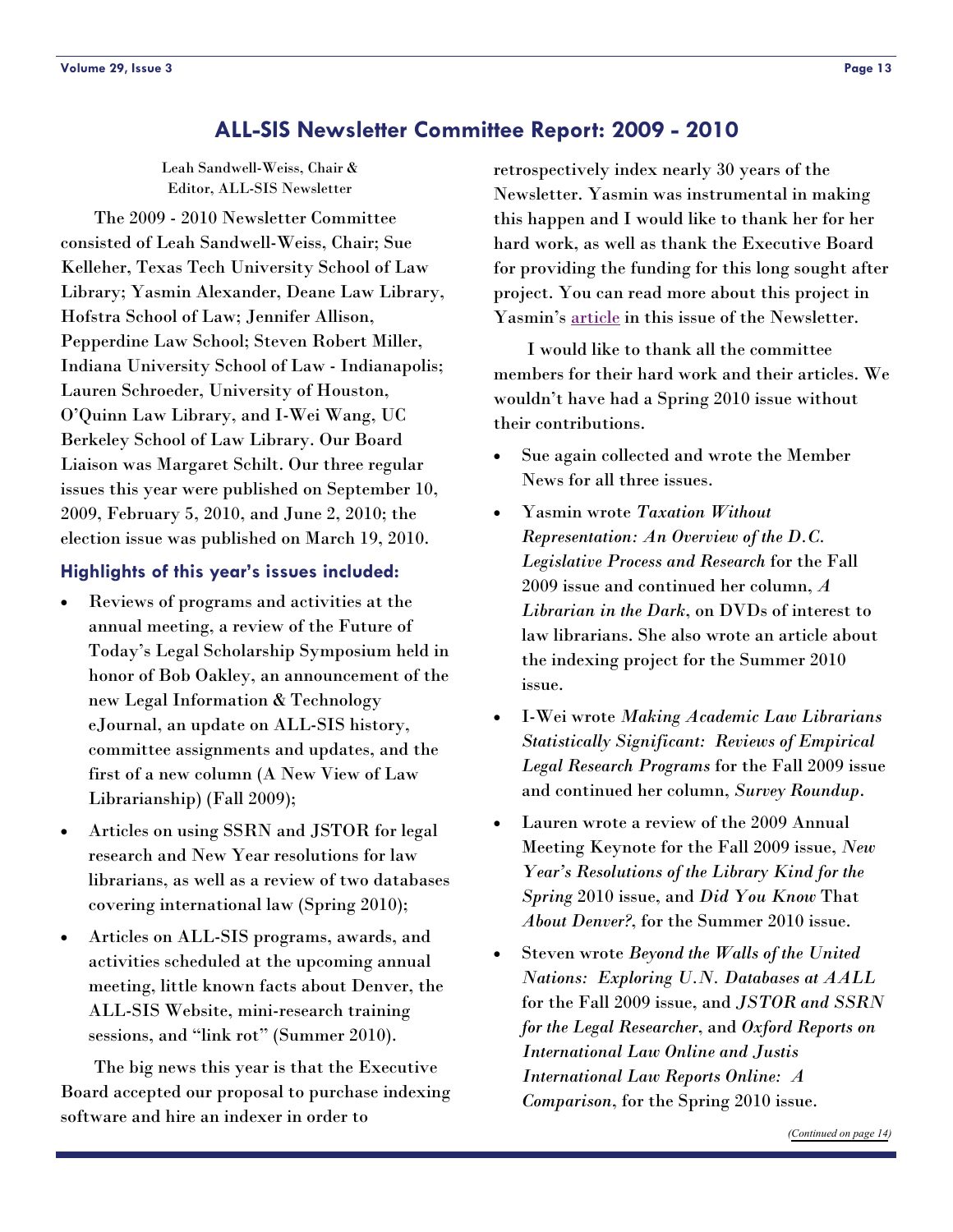## ALL-SIS Newsletter Committee Report: 2009 - 2010

Leah Sandwell-Weiss, Chair & Editor, ALL-SIS Newsletter

The 2009 - 2010 Newsletter Committee consisted of Leah Sandwell-Weiss, Chair; Sue Kelleher, Texas Tech University School of Law Library; Yasmin Alexander, Deane Law Library, Hofstra School of Law; Jennifer Allison, Pepperdine Law School; Steven Robert Miller, Indiana University School of Law - Indianapolis; Lauren Schroeder, University of Houston, O'Quinn Law Library, and I-Wei Wang, UC Berkeley School of Law Library. Our Board Liaison was Margaret Schilt. Our three regular issues this year were published on September 10, 2009, February 5, 2010, and June 2, 2010; the election issue was published on March 19, 2010.

### Highlights of this year's issues included:

- Reviews of programs and activities at the annual meeting, a review of the Future of Today's Legal Scholarship Symposium held in honor of Bob Oakley, an announcement of the new Legal Information & Technology eJournal, an update on ALL-SIS history, committee assignments and updates, and the first of a new column (A New View of Law Librarianship) (Fall 2009);
- Articles on using SSRN and JSTOR for legal research and New Year resolutions for law librarians, as well as a review of two databases covering international law (Spring 2010);
- Articles on ALL-SIS programs, awards, and activities scheduled at the upcoming annual meeting, little known facts about Denver, the ALL-SIS Website, mini-research training sessions, and "link rot" (Summer 2010).

The big news this year is that the Executive Board accepted our proposal to purchase indexing software and hire an indexer in order to retrospectively index nearly 30 years of the Newsletter. Yasmin was instrumental in making this happen and I would like to thank her for her hard work, as well as thank the Executive Board for providing the funding for this long sought after project. You can read more about this project in Yasmin's article in this issue of the Newsletter.

I would like to thank all the committee members for their hard work and their articles. We wouldn't have had a Spring 2010 issue without their contributions.

- Sue again collected and wrote the Member News for all three issues.
- Yasmin wrote *Taxation Without Representation: An Overview of the D.C. Legislative Process and Research* for the Fall 2009 issue and continued her column, *A Librarian in the Dark*, on DVDs of interest to law librarians. She also wrote an article about the indexing project for the Summer 2010 issue.
- I-Wei wrote *Making Academic Law Librarians Statistically Significant: Reviews of Empirical Legal Research Programs* for the Fall 2009 issue and continued her column, *Survey Roundup*.
- Lauren wrote a review of the 2009 Annual Meeting Keynote for the Fall 2009 issue, *New Year's Resolutions of the Library Kind for the Spring* 2010 issue, and *Did You Know* That *About Denver?*, for the Summer 2010 issue.
- Steven wrote *Beyond the Walls of the United Nations: Exploring U.N. Databases at AALL* for the Fall 2009 issue, and *JSTOR and SSRN for the Legal Researcher*, and *Oxford Reports on International Law Online and Justis International Law Reports Online: A Comparison*, for the Spring 2010 issue.

*(Continued on page 14)*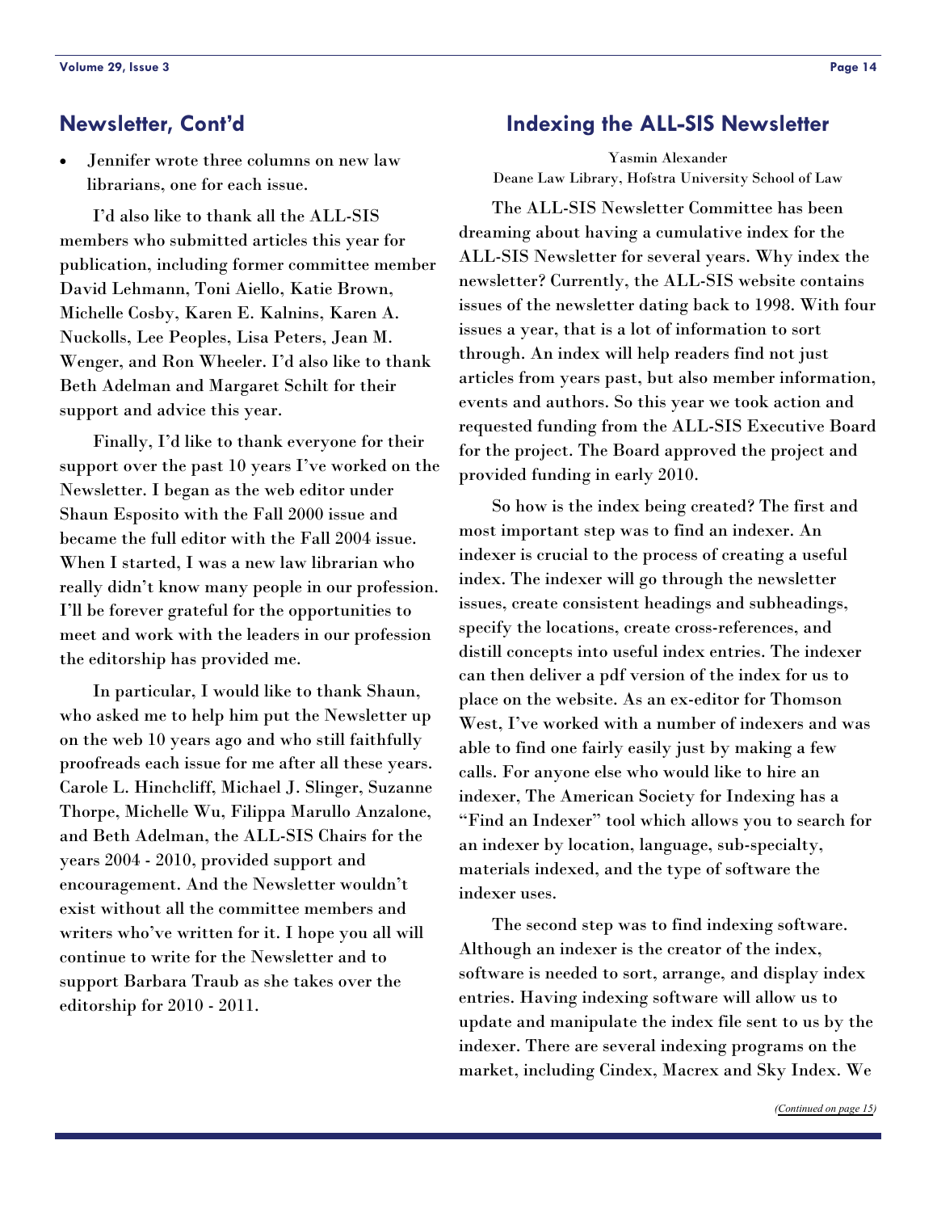## Newsletter, Cont'd

- Jennifer wrote three columns on new law librarians, one for each issue.

I'd also like to thank all the ALL-SIS members who submitted articles this year for publication, including former committee member David Lehmann, Toni Aiello, Katie Brown, Michelle Cosby, Karen E. Kalnins, Karen A. Nuckolls, Lee Peoples, Lisa Peters, Jean M. Wenger, and Ron Wheeler. I'd also like to thank Beth Adelman and Margaret Schilt for their support and advice this year.

Finally, I'd like to thank everyone for their support over the past 10 years I've worked on the Newsletter. I began as the web editor under Shaun Esposito with the Fall 2000 issue and became the full editor with the Fall 2004 issue. When I started, I was a new law librarian who really didn't know many people in our profession. I'll be forever grateful for the opportunities to meet and work with the leaders in our profession the editorship has provided me.

In particular, I would like to thank Shaun, who asked me to help him put the Newsletter up on the web 10 years ago and who still faithfully proofreads each issue for me after all these years. Carole L. Hinchcliff, Michael J. Slinger, Suzanne Thorpe, Michelle Wu, Filippa Marullo Anzalone, and Beth Adelman, the ALL-SIS Chairs for the years 2004 - 2010, provided support and encouragement. And the Newsletter wouldn't exist without all the committee members and writers who've written for it. I hope you all will continue to write for the Newsletter and to support Barbara Traub as she takes over the editorship for 2010 - 2011.

## Indexing the ALL-SIS Newsletter

Yasmin Alexander
Deane Law Library, Hofstra University School of Law

The ALL-SIS Newsletter Committee has been dreaming about having a cumulative index for the ALL-SIS Newsletter for several years. Why index the newsletter? Currently, the ALL-SIS website contains issues of the newsletter dating back to 1998. With four issues a year, that is a lot of information to sort through. An index will help readers find not just articles from years past, but also member information, events and authors. So this year we took action and requested funding from the ALL-SIS Executive Board for the project. The Board approved the project and provided funding in early 2010.

So how is the index being created? The first and most important step was to find an indexer. An indexer is crucial to the process of creating a useful index. The indexer will go through the newsletter issues, create consistent headings and subheadings, specify the locations, create cross-references, and distill concepts into useful index entries. The indexer can then deliver a pdf version of the index for us to place on the website. As an ex-editor for Thomson West, I've worked with a number of indexers and was able to find one fairly easily just by making a few calls. For anyone else who would like to hire an indexer, The American Society for Indexing has a "Find an Indexer" tool which allows you to search for an indexer by location, language, sub-specialty, materials indexed, and the type of software the indexer uses.

The second step was to find indexing software. Although an indexer is the creator of the index, software is needed to sort, arrange, and display index entries. Having indexing software will allow us to update and manipulate the index file sent to us by the indexer. There are several indexing programs on the market, including Cindex, Macrex and Sky Index. We

*(Continued on page 15)*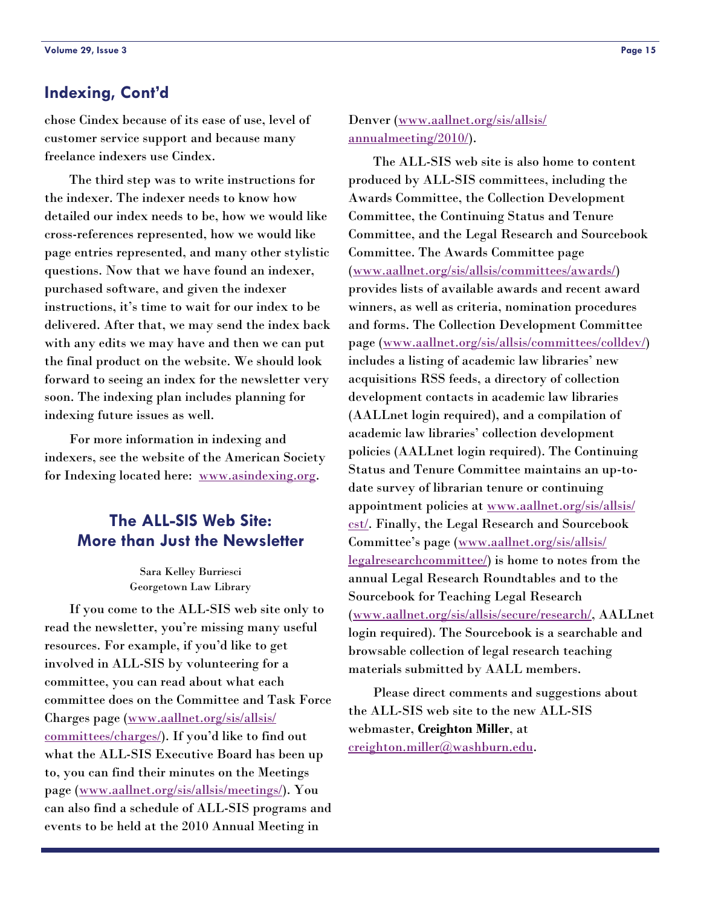## Indexing, Cont'd

chose Cindex because of its ease of use, level of customer service support and because many freelance indexers use Cindex.

The third step was to write instructions for the indexer. The indexer needs to know how detailed our index needs to be, how we would like cross-references represented, how we would like page entries represented, and many other stylistic questions. Now that we have found an indexer, purchased software, and given the indexer instructions, it's time to wait for our index to be delivered. After that, we may send the index back with any edits we may have and then we can put the final product on the website. We should look forward to seeing an index for the newsletter very soon. The indexing plan includes planning for indexing future issues as well.

For more information in indexing and indexers, see the website of the American Society for Indexing located here: [www.asindexing.org](www.asindexing.org).

## The ALL-SIS Web Site: More than Just the Newsletter

Sara Kelley Burriesci
Georgetown Law Library

If you come to the ALL-SIS web site only to read the newsletter, you're missing many useful resources. For example, if you'd like to get involved in ALL-SIS by volunteering for a committee, you can read about what each committee does on the Committee and Task Force Charges page (www.aallnet.org/sis/allsis/committees/charges/). If you'd like to find out what the ALL-SIS Executive Board has been up to, you can find their minutes on the Meetings page (www.aallnet.org/sis/allsis/meetings/). You can also find a schedule of ALL-SIS programs and events to be held at the 2010 Annual Meeting in Denver (www.aallnet.org/sis/allsis/annualmeeting/2010/).

The ALL-SIS web site is also home to content produced by ALL-SIS committees, including the Awards Committee, the Collection Development Committee, the Continuing Status and Tenure Committee, and the Legal Research and Sourcebook Committee. The Awards Committee page (www.aallnet.org/sis/allsis/committees/awards/) provides lists of available awards and recent award winners, as well as criteria, nomination procedures and forms. The Collection Development Committee page (www.aallnet.org/sis/allsis/committees/colldev/) includes a listing of academic law libraries' new acquisitions RSS feeds, a directory of collection development contacts in academic law libraries (AALLnet login required), and a compilation of academic law libraries' collection development policies (AALLnet login required). The Continuing Status and Tenure Committee maintains an up-to-date survey of librarian tenure or continuing appointment policies at www.aallnet.org/sis/allsis/cst/. Finally, the Legal Research and Sourcebook Committee's page (www.aallnet.org/sis/allsis/legalresearchcommittee/) is home to notes from the annual Legal Research Roundtables and to the Sourcebook for Teaching Legal Research (www.aallnet.org/sis/allsis/secure/research/, AALLnet login required). The Sourcebook is a searchable and browsable collection of legal research teaching materials submitted by AALL members.

Please direct comments and suggestions about the ALL-SIS web site to the new ALL-SIS webmaster, **Creighton Miller**, at creighton.miller@washburn.edu.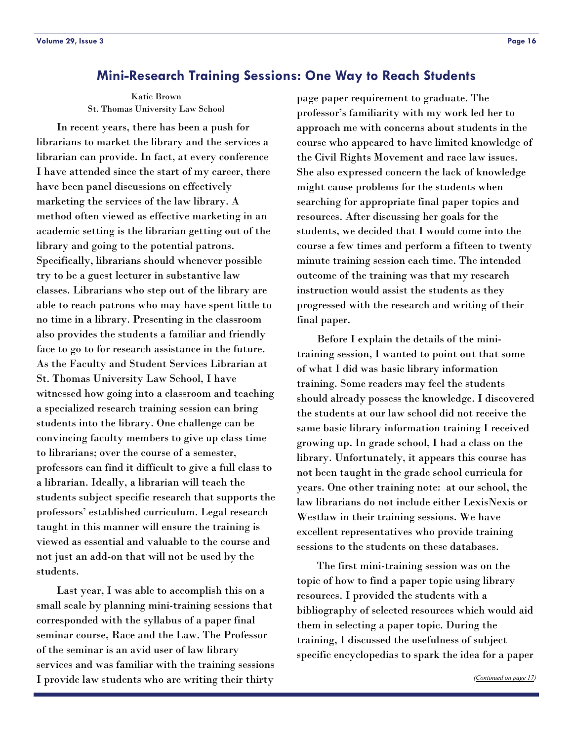## Mini-Research Training Sessions: One Way to Reach Students

Katie Brown
St. Thomas University Law School

In recent years, there has been a push for librarians to market the library and the services a librarian can provide. In fact, at every conference I have attended since the start of my career, there have been panel discussions on effectively marketing the services of the law library. A method often viewed as effective marketing in an academic setting is the librarian getting out of the library and going to the potential patrons. Specifically, librarians should whenever possible try to be a guest lecturer in substantive law classes. Librarians who step out of the library are able to reach patrons who may have spent little to no time in a library. Presenting in the classroom also provides the students a familiar and friendly face to go to for research assistance in the future. As the Faculty and Student Services Librarian at St. Thomas University Law School, I have witnessed how going into a classroom and teaching a specialized research training session can bring students into the library. One challenge can be convincing faculty members to give up class time to librarians; over the course of a semester, professors can find it difficult to give a full class to a librarian. Ideally, a librarian will teach the students subject specific research that supports the professors' established curriculum. Legal research taught in this manner will ensure the training is viewed as essential and valuable to the course and not just an add-on that will not be used by the students.

Last year, I was able to accomplish this on a small scale by planning mini-training sessions that corresponded with the syllabus of a paper final seminar course, Race and the Law. The Professor of the seminar is an avid user of law library services and was familiar with the training sessions I provide law students who are writing their thirty page paper requirement to graduate. The professor's familiarity with my work led her to approach me with concerns about students in the course who appeared to have limited knowledge of the Civil Rights Movement and race law issues. She also expressed concern the lack of knowledge might cause problems for the students when searching for appropriate final paper topics and resources. After discussing her goals for the students, we decided that I would come into the course a few times and perform a fifteen to twenty minute training session each time. The intended outcome of the training was that my research instruction would assist the students as they progressed with the research and writing of their final paper.

Before I explain the details of the mini-training session, I wanted to point out that some of what I did was basic library information training. Some readers may feel the students should already possess the knowledge. I discovered the students at our law school did not receive the same basic library information training I received growing up. In grade school, I had a class on the library. Unfortunately, it appears this course has not been taught in the grade school curricula for years. One other training note: at our school, the law librarians do not include either LexisNexis or Westlaw in their training sessions. We have excellent representatives who provide training sessions to the students on these databases.

The first mini-training session was on the topic of how to find a paper topic using library resources. I provided the students with a bibliography of selected resources which would aid them in selecting a paper topic. During the training, I discussed the usefulness of subject specific encyclopedias to spark the idea for a paper

*(Continued on page 17)*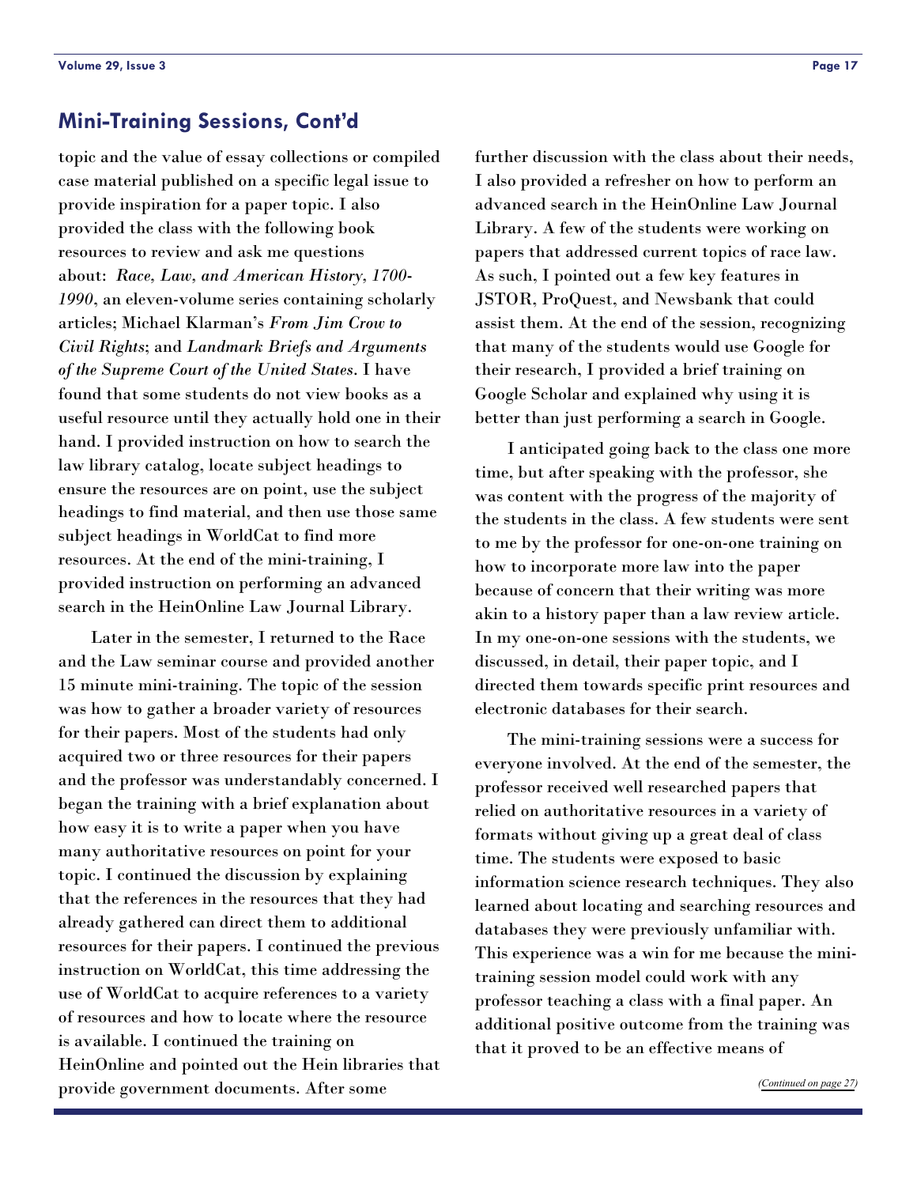## Mini-Training Sessions, Cont'd

topic and the value of essay collections or compiled case material published on a specific legal issue to provide inspiration for a paper topic. I also provided the class with the following book resources to review and ask me questions about: *Race, Law, and American History, 1700-1990*, an eleven-volume series containing scholarly articles; Michael Klarman's *From Jim Crow to Civil Rights*; and *Landmark Briefs and Arguments of the Supreme Court of the United States*. I have found that some students do not view books as a useful resource until they actually hold one in their hand. I provided instruction on how to search the law library catalog, locate subject headings to ensure the resources are on point, use the subject headings to find material, and then use those same subject headings in WorldCat to find more resources. At the end of the mini-training, I provided instruction on performing an advanced search in the HeinOnline Law Journal Library.

Later in the semester, I returned to the Race and the Law seminar course and provided another 15 minute mini-training. The topic of the session was how to gather a broader variety of resources for their papers. Most of the students had only acquired two or three resources for their papers and the professor was understandably concerned. I began the training with a brief explanation about how easy it is to write a paper when you have many authoritative resources on point for your topic. I continued the discussion by explaining that the references in the resources that they had already gathered can direct them to additional resources for their papers. I continued the previous instruction on WorldCat, this time addressing the use of WorldCat to acquire references to a variety of resources and how to locate where the resource is available. I continued the training on HeinOnline and pointed out the Hein libraries that provide government documents. After some further discussion with the class about their needs, I also provided a refresher on how to perform an advanced search in the HeinOnline Law Journal Library. A few of the students were working on papers that addressed current topics of race law. As such, I pointed out a few key features in JSTOR, ProQuest, and Newsbank that could assist them. At the end of the session, recognizing that many of the students would use Google for their research, I provided a brief training on Google Scholar and explained why using it is better than just performing a search in Google.

I anticipated going back to the class one more time, but after speaking with the professor, she was content with the progress of the majority of the students in the class. A few students were sent to me by the professor for one-on-one training on how to incorporate more law into the paper because of concern that their writing was more akin to a history paper than a law review article. In my one-on-one sessions with the students, we discussed, in detail, their paper topic, and I directed them towards specific print resources and electronic databases for their search.

The mini-training sessions were a success for everyone involved. At the end of the semester, the professor received well researched papers that relied on authoritative resources in a variety of formats without giving up a great deal of class time. The students were exposed to basic information science research techniques. They also learned about locating and searching resources and databases they were previously unfamiliar with. This experience was a win for me because the mini-training session model could work with any professor teaching a class with a final paper. An additional positive outcome from the training was that it proved to be an effective means of

*(Continued on page 27)*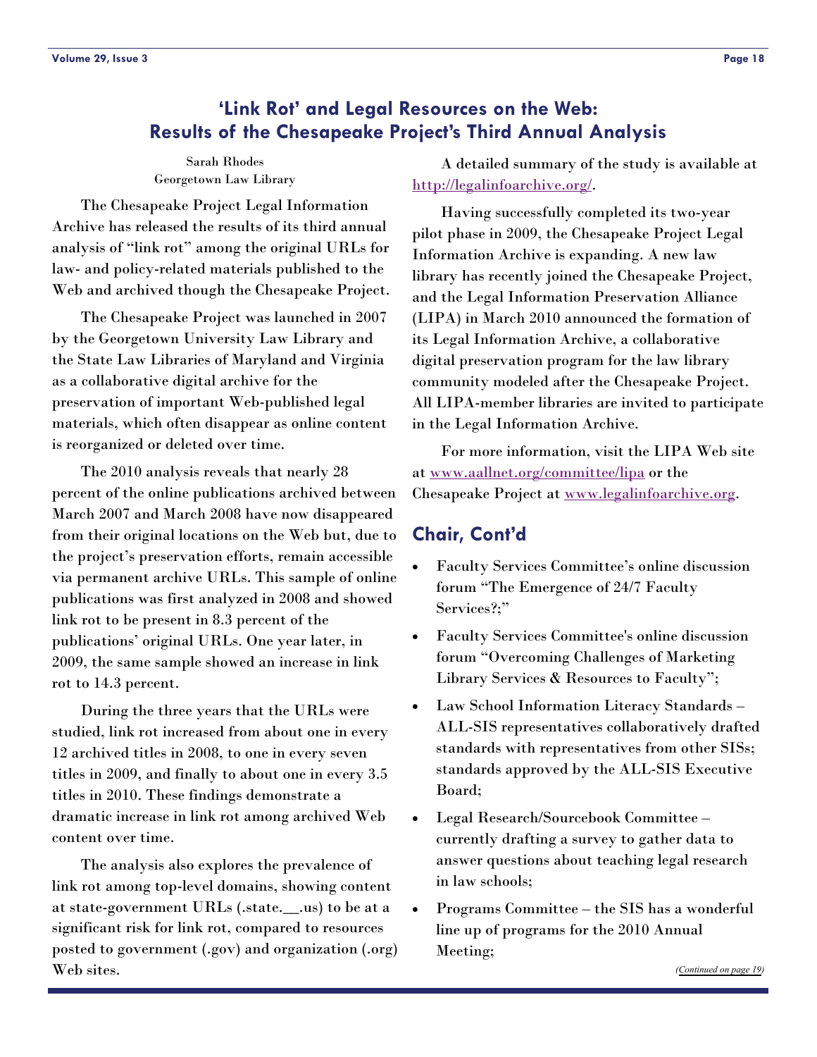# 'Link Rot' and Legal Resources on the Web: Results of the Chesapeake Project's Third Annual Analysis

Sarah Rhodes
Georgetown Law Library

The Chesapeake Project Legal Information Archive has released the results of its third annual analysis of "link rot" among the original URLs for law- and policy-related materials published to the Web and archived though the Chesapeake Project.

The Chesapeake Project was launched in 2007 by the Georgetown University Law Library and the State Law Libraries of Maryland and Virginia as a collaborative digital archive for the preservation of important Web-published legal materials, which often disappear as online content is reorganized or deleted over time.

The 2010 analysis reveals that nearly 28 percent of the online publications archived between March 2007 and March 2008 have now disappeared from their original locations on the Web but, due to the project's preservation efforts, remain accessible via permanent archive URLs. This sample of online publications was first analyzed in 2008 and showed link rot to be present in 8.3 percent of the publications' original URLs. One year later, in 2009, the same sample showed an increase in link rot to 14.3 percent.

During the three years that the URLs were studied, link rot increased from about one in every 12 archived titles in 2008, to one in every seven titles in 2009, and finally to about one in every 3.5 titles in 2010. These findings demonstrate a dramatic increase in link rot among archived Web content over time.

The analysis also explores the prevalence of link rot among top-level domains, showing content at state-government URLs (.state.__.us) to be at a significant risk for link rot, compared to resources posted to government (.gov) and organization (.org) Web sites.

A detailed summary of the study is available at http://legalinfoarchive.org/.

Having successfully completed its two-year pilot phase in 2009, the Chesapeake Project Legal Information Archive is expanding. A new law library has recently joined the Chesapeake Project, and the Legal Information Preservation Alliance (LIPA) in March 2010 announced the formation of its Legal Information Archive, a collaborative digital preservation program for the law library community modeled after the Chesapeake Project. All LIPA-member libraries are invited to participate in the Legal Information Archive.

For more information, visit the LIPA Web site at www.aallnet.org/committee/lipa or the Chesapeake Project at www.legalinfoarchive.org.

## Chair, Cont'd

- Faculty Services Committee's online discussion forum "The Emergence of 24/7 Faculty Services?;"
- Faculty Services Committee's online discussion forum "Overcoming Challenges of Marketing Library Services & Resources to Faculty";
- Law School Information Literacy Standards – ALL-SIS representatives collaboratively drafted standards with representatives from other SISs; standards approved by the ALL-SIS Executive Board;
- Legal Research/Sourcebook Committee – currently drafting a survey to gather data to answer questions about teaching legal research in law schools;
- Programs Committee – the SIS has a wonderful line up of programs for the 2010 Annual Meeting;

*(Continued on page 19)*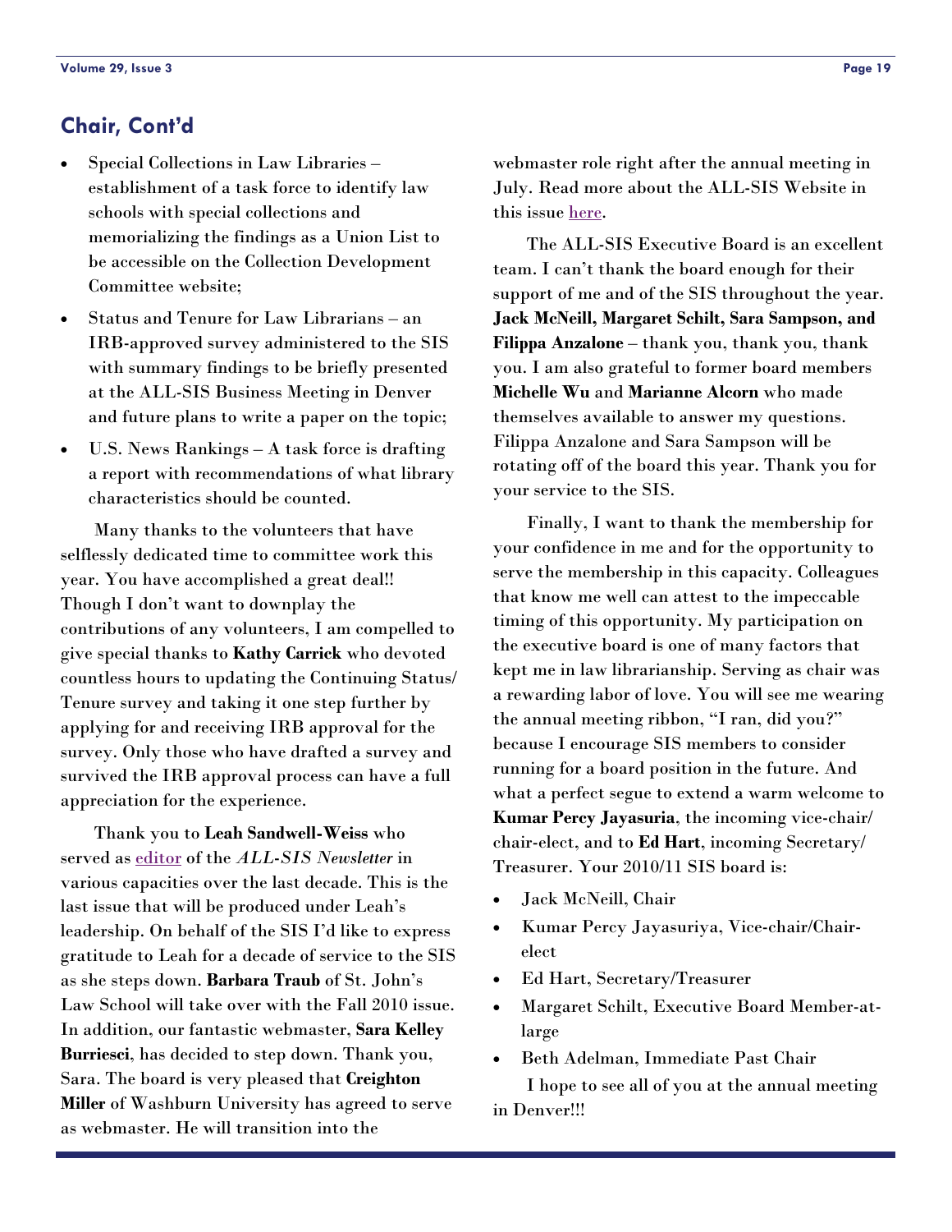## Chair, Cont'd

- Special Collections in Law Libraries – establishment of a task force to identify law schools with special collections and memorializing the findings as a Union List to be accessible on the Collection Development Committee website;
- Status and Tenure for Law Librarians – an IRB-approved survey administered to the SIS with summary findings to be briefly presented at the ALL-SIS Business Meeting in Denver and future plans to write a paper on the topic;
- U.S. News Rankings – A task force is drafting a report with recommendations of what library characteristics should be counted.

Many thanks to the volunteers that have selflessly dedicated time to committee work this year. You have accomplished a great deal!! Though I don't want to downplay the contributions of any volunteers, I am compelled to give special thanks to **Kathy Carrick** who devoted countless hours to updating the Continuing Status/Tenure survey and taking it one step further by applying for and receiving IRB approval for the survey. Only those who have drafted a survey and survived the IRB approval process can have a full appreciation for the experience.

Thank you to **Leah Sandwell-Weiss** who served as editor of the *ALL-SIS Newsletter* in various capacities over the last decade. This is the last issue that will be produced under Leah's leadership. On behalf of the SIS I'd like to express gratitude to Leah for a decade of service to the SIS as she steps down. **Barbara Traub** of St. John's Law School will take over with the Fall 2010 issue. In addition, our fantastic webmaster, **Sara Kelley Burriesci**, has decided to step down. Thank you, Sara. The board is very pleased that **Creighton Miller** of Washburn University has agreed to serve as webmaster. He will transition into the webmaster role right after the annual meeting in July. Read more about the ALL-SIS Website in this issue here.

The ALL-SIS Executive Board is an excellent team. I can't thank the board enough for their support of me and of the SIS throughout the year. **Jack McNeill, Margaret Schilt, Sara Sampson, and Filippa Anzalone** – thank you, thank you, thank you. I am also grateful to former board members **Michelle Wu** and **Marianne Alcorn** who made themselves available to answer my questions. Filippa Anzalone and Sara Sampson will be rotating off of the board this year. Thank you for your service to the SIS.

Finally, I want to thank the membership for your confidence in me and for the opportunity to serve the membership in this capacity. Colleagues that know me well can attest to the impeccable timing of this opportunity. My participation on the executive board is one of many factors that kept me in law librarianship. Serving as chair was a rewarding labor of love. You will see me wearing the annual meeting ribbon, "I ran, did you?" because I encourage SIS members to consider running for a board position in the future. And what a perfect segue to extend a warm welcome to **Kumar Percy Jayasuria**, the incoming vice-chair/chair-elect, and to **Ed Hart**, incoming Secretary/Treasurer. Your 2010/11 SIS board is:

- Jack McNeill, Chair
- Kumar Percy Jayasuriya, Vice-chair/Chair-elect
- Ed Hart, Secretary/Treasurer
- Margaret Schilt, Executive Board Member-at-large
- Beth Adelman, Immediate Past Chair

I hope to see all of you at the annual meeting in Denver!!!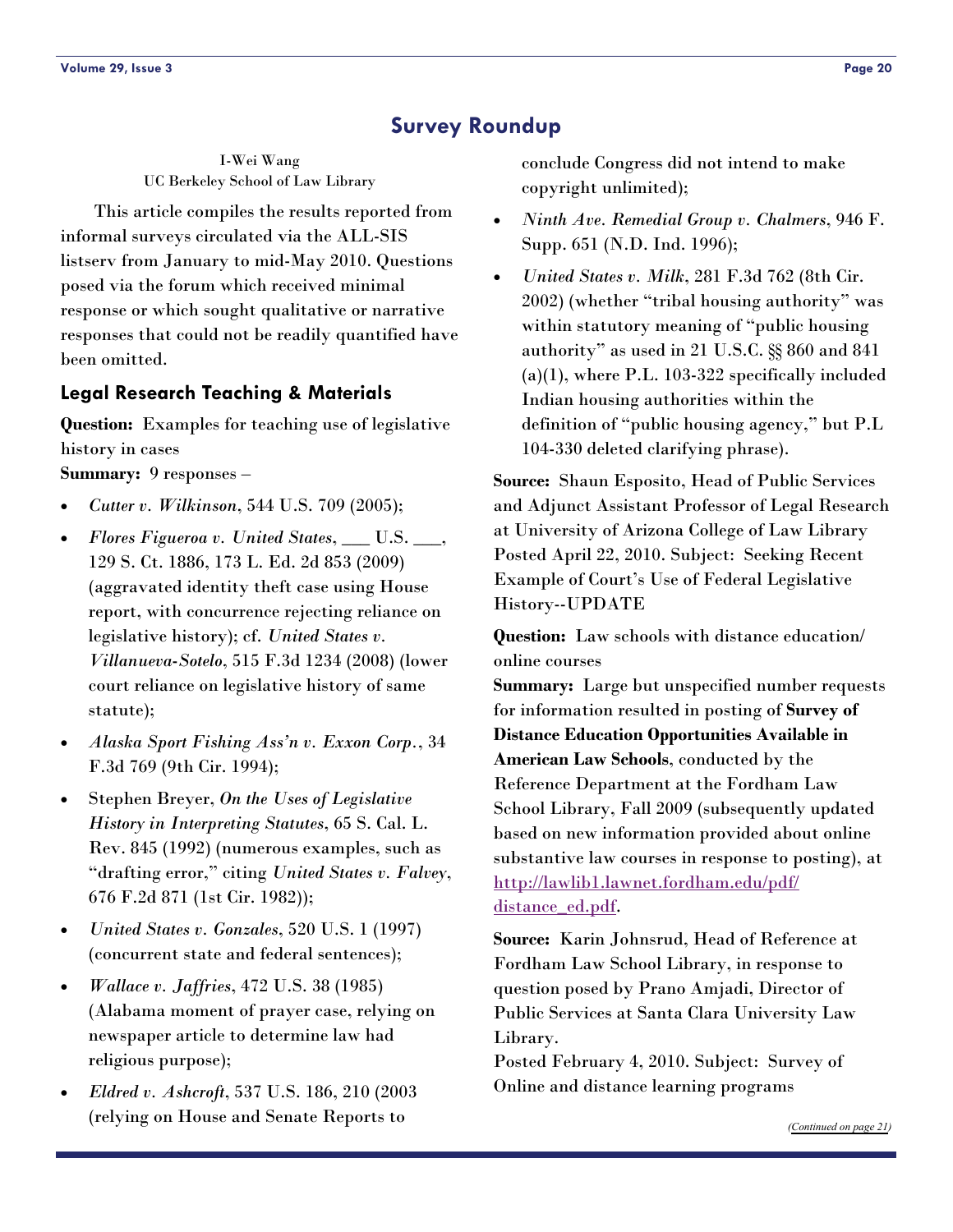## Survey Roundup

I-Wei Wang
UC Berkeley School of Law Library

This article compiles the results reported from informal surveys circulated via the ALL-SIS listserv from January to mid-May 2010. Questions posed via the forum which received minimal response or which sought qualitative or narrative responses that could not be readily quantified have been omitted.

### Legal Research Teaching & Materials

**Question:** Examples for teaching use of legislative history in cases
**Summary:** 9 responses –

- *Cutter v. Wilkinson*, 544 U.S. 709 (2005);
- *Flores Figueroa v. United States*, ___ U.S. ___, 129 S. Ct. 1886, 173 L. Ed. 2d 853 (2009) (aggravated identity theft case using House report, with concurrence rejecting reliance on legislative history); cf. *United States v. Villanueva-Sotelo*, 515 F.3d 1234 (2008) (lower court reliance on legislative history of same statute);
- *Alaska Sport Fishing Ass'n v. Exxon Corp.*, 34 F.3d 769 (9th Cir. 1994);
- Stephen Breyer, *On the Uses of Legislative History in Interpreting Statutes*, 65 S. Cal. L. Rev. 845 (1992) (numerous examples, such as "drafting error," citing *United States v. Falvey*, 676 F.2d 871 (1st Cir. 1982));
- *United States v. Gonzales*, 520 U.S. 1 (1997) (concurrent state and federal sentences);
- *Wallace v. Jaffries*, 472 U.S. 38 (1985) (Alabama moment of prayer case, relying on newspaper article to determine law had religious purpose);
- *Eldred v. Ashcroft*, 537 U.S. 186, 210 (2003 (relying on House and Senate Reports to conclude Congress did not intend to make copyright unlimited);
- *Ninth Ave. Remedial Group v. Chalmers*, 946 F. Supp. 651 (N.D. Ind. 1996);
- *United States v. Milk*, 281 F.3d 762 (8th Cir. 2002) (whether "tribal housing authority" was within statutory meaning of "public housing authority" as used in 21 U.S.C. §§ 860 and 841 (a)(1), where P.L. 103-322 specifically included Indian housing authorities within the definition of "public housing agency," but P.L 104-330 deleted clarifying phrase).

**Source:** Shaun Esposito, Head of Public Services and Adjunct Assistant Professor of Legal Research at University of Arizona College of Law Library Posted April 22, 2010. Subject: Seeking Recent Example of Court's Use of Federal Legislative History--UPDATE

**Question:** Law schools with distance education/ online courses
**Summary:** Large but unspecified number requests for information resulted in posting of **Survey of Distance Education Opportunities Available in American Law Schools**, conducted by the Reference Department at the Fordham Law School Library, Fall 2009 (subsequently updated based on new information provided about online substantive law courses in response to posting), at http://lawlib1.lawnet.fordham.edu/pdf/distance_ed.pdf.

**Source:** Karin Johnsrud, Head of Reference at Fordham Law School Library, in response to question posed by Prano Amjadi, Director of Public Services at Santa Clara University Law Library.
Posted February 4, 2010. Subject: Survey of Online and distance learning programs

*(Continued on page 21)*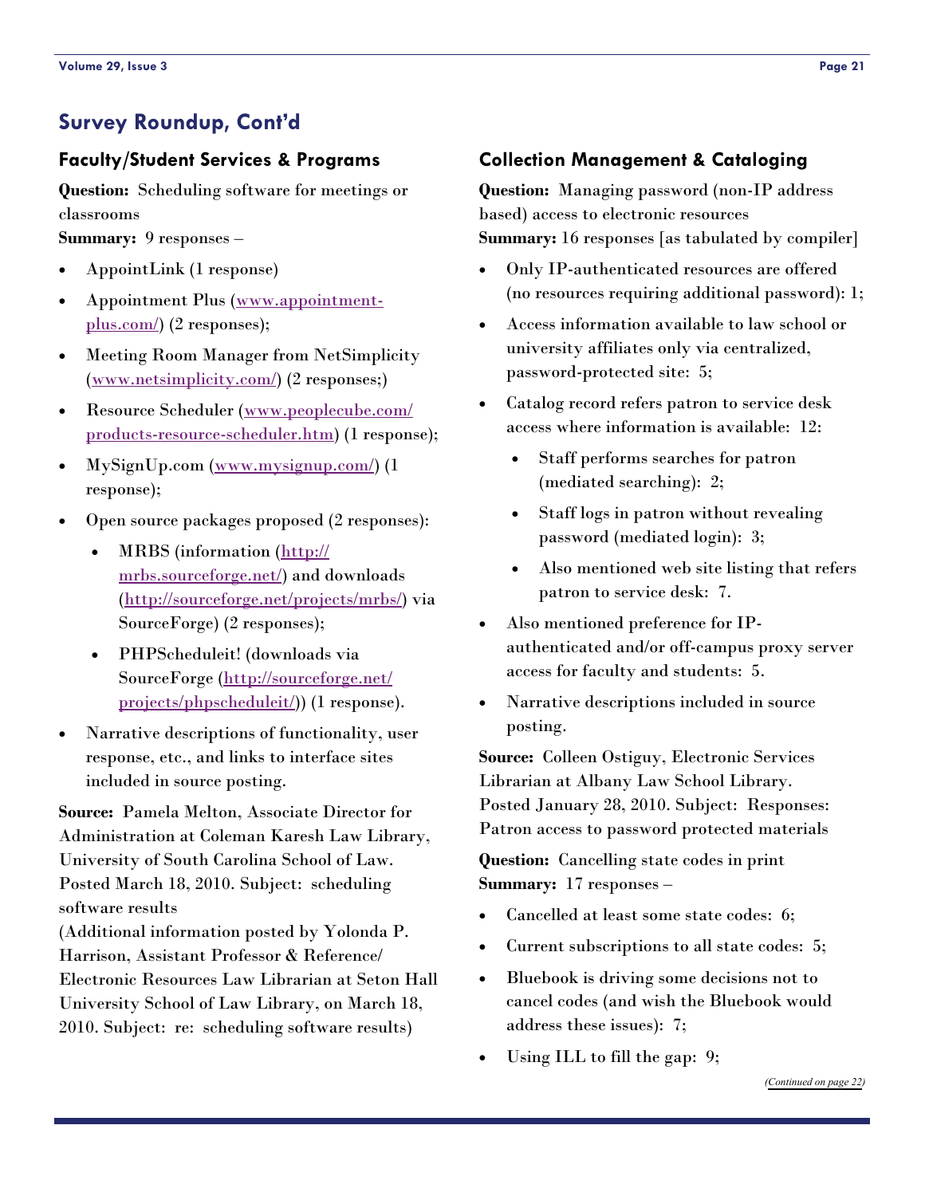## Survey Roundup, Cont'd

### Faculty/Student Services & Programs

**Question:** Scheduling software for meetings or classrooms

**Summary:** 9 responses –

- AppointLink (1 response)
- Appointment Plus (www.appointment-plus.com/) (2 responses);
- Meeting Room Manager from NetSimplicity (www.netsimplicity.com/) (2 responses;)
- Resource Scheduler (www.peoplecube.com/products-resource-scheduler.htm) (1 response);
- MySignUp.com (www.mysignup.com/) (1 response);
- Open source packages proposed (2 responses):
  - MRBS (information (http://mrbs.sourceforge.net/) and downloads (http://sourceforge.net/projects/mrbs/) via SourceForge) (2 responses);
  - PHPScheduleit! (downloads via SourceForge (http://sourceforge.net/projects/phpscheduleit/)) (1 response).
- Narrative descriptions of functionality, user response, etc., and links to interface sites included in source posting.

**Source:** Pamela Melton, Associate Director for Administration at Coleman Karesh Law Library, University of South Carolina School of Law. Posted March 18, 2010. Subject: scheduling software results

(Additional information posted by Yolonda P. Harrison, Assistant Professor & Reference/Electronic Resources Law Librarian at Seton Hall University School of Law Library, on March 18, 2010. Subject: re: scheduling software results)

### Collection Management & Cataloging

**Question:** Managing password (non-IP address based) access to electronic resources

**Summary:** 16 responses [as tabulated by compiler]

- Only IP-authenticated resources are offered (no resources requiring additional password): 1;
- Access information available to law school or university affiliates only via centralized, password-protected site: 5;
- Catalog record refers patron to service desk access where information is available: 12:
  - Staff performs searches for patron (mediated searching): 2;
  - Staff logs in patron without revealing password (mediated login): 3;
  - Also mentioned web site listing that refers patron to service desk: 7.
- Also mentioned preference for IP-authenticated and/or off-campus proxy server access for faculty and students: 5.
- Narrative descriptions included in source posting.

**Source:** Colleen Ostiguy, Electronic Services Librarian at Albany Law School Library. Posted January 28, 2010. Subject: Responses: Patron access to password protected materials

**Question:** Cancelling state codes in print

**Summary:** 17 responses –

- Cancelled at least some state codes: 6;
- Current subscriptions to all state codes: 5;
- Bluebook is driving some decisions not to cancel codes (and wish the Bluebook would address these issues): 7;
- Using ILL to fill the gap: 9;

*(Continued on page 22)*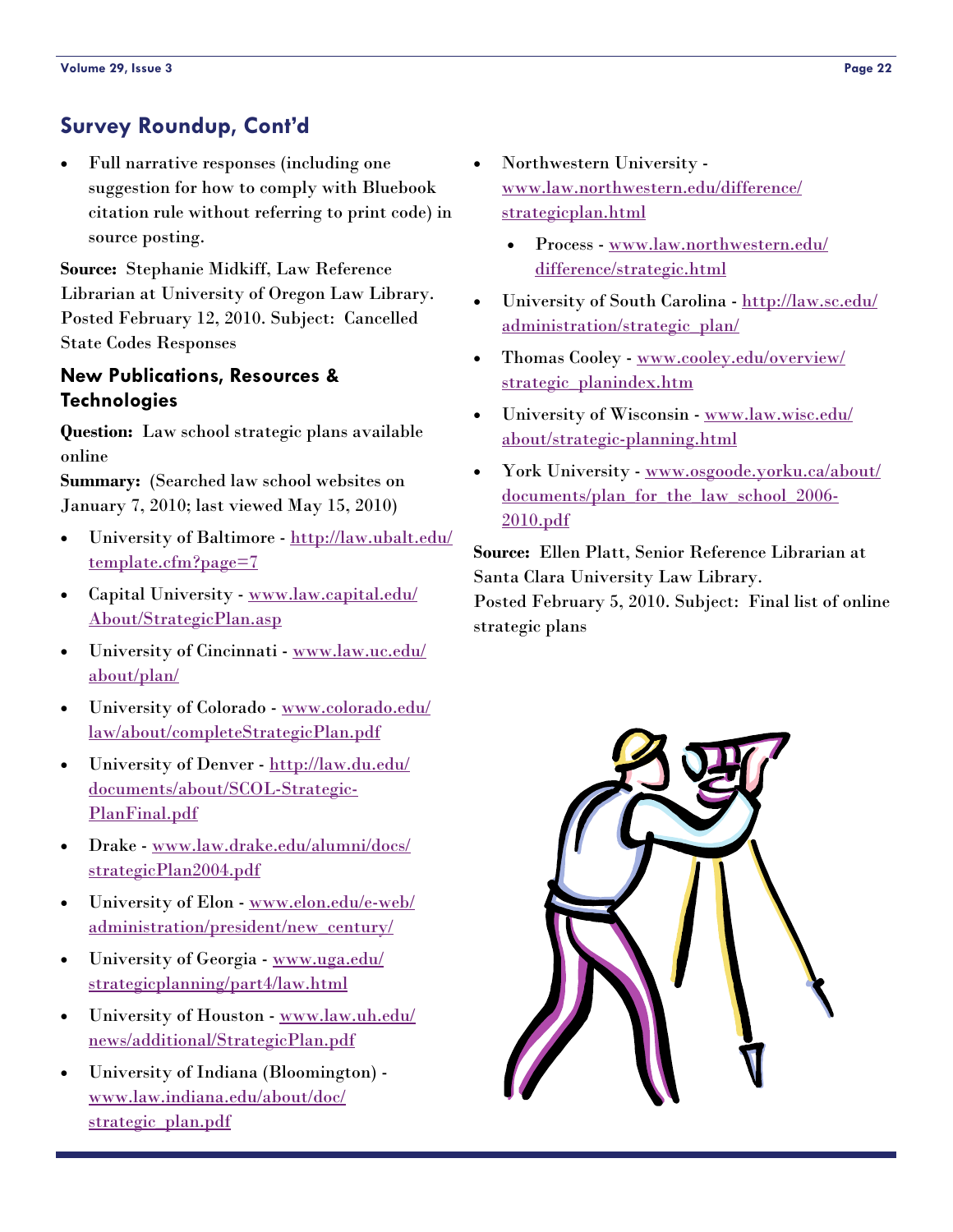## Survey Roundup, Cont'd

- Full narrative responses (including one suggestion for how to comply with Bluebook citation rule without referring to print code) in source posting.

**Source:** Stephanie Midkiff, Law Reference Librarian at University of Oregon Law Library. Posted February 12, 2010. Subject: Cancelled State Codes Responses

### New Publications, Resources & Technologies

**Question:** Law school strategic plans available online

**Summary:** (Searched law school websites on January 7, 2010; last viewed May 15, 2010)

- University of Baltimore - http://law.ubalt.edu/template.cfm?page=7
- Capital University - www.law.capital.edu/About/StrategicPlan.asp
- University of Cincinnati - www.law.uc.edu/about/plan/
- University of Colorado - www.colorado.edu/law/about/completeStrategicPlan.pdf
- University of Denver - http://law.du.edu/documents/about/SCOL-Strategic-PlanFinal.pdf
- Drake - www.law.drake.edu/alumni/docs/strategicPlan2004.pdf
- University of Elon - www.elon.edu/e-web/administration/president/new_century/
- University of Georgia - www.uga.edu/strategicplanning/part4/law.html
- University of Houston - www.law.uh.edu/news/additional/StrategicPlan.pdf
- University of Indiana (Bloomington) - www.law.indiana.edu/about/doc/strategic_plan.pdf
- Northwestern University - www.law.northwestern.edu/difference/strategicplan.html
  - Process - www.law.northwestern.edu/difference/strategic.html
- University of South Carolina - http://law.sc.edu/administration/strategic_plan/
- Thomas Cooley - www.cooley.edu/overview/strategic_planindex.htm
- University of Wisconsin - www.law.wisc.edu/about/strategic-planning.html
- York University - www.osgoode.yorku.ca/about/documents/plan_for_the_law_school_2006-2010.pdf

**Source:** Ellen Platt, Senior Reference Librarian at Santa Clara University Law Library.
Posted February 5, 2010. Subject: Final list of online strategic plans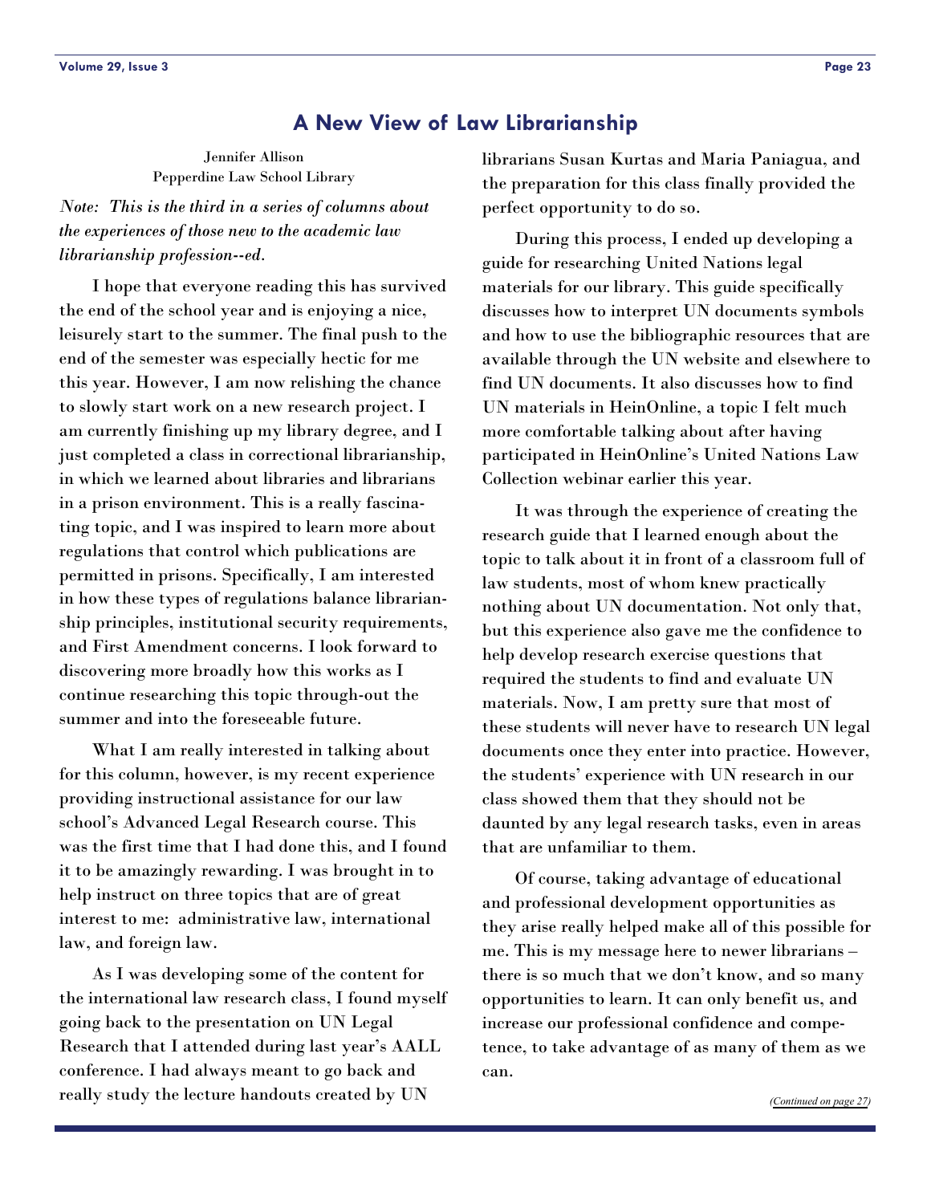## A New View of Law Librarianship

Jennifer Allison
Pepperdine Law School Library

*Note: This is the third in a series of columns about the experiences of those new to the academic law librarianship profession--ed.*

I hope that everyone reading this has survived the end of the school year and is enjoying a nice, leisurely start to the summer. The final push to the end of the semester was especially hectic for me this year. However, I am now relishing the chance to slowly start work on a new research project. I am currently finishing up my library degree, and I just completed a class in correctional librarianship, in which we learned about libraries and librarians in a prison environment. This is a really fascinating topic, and I was inspired to learn more about regulations that control which publications are permitted in prisons. Specifically, I am interested in how these types of regulations balance librarianship principles, institutional security requirements, and First Amendment concerns. I look forward to discovering more broadly how this works as I continue researching this topic through-out the summer and into the foreseeable future.

What I am really interested in talking about for this column, however, is my recent experience providing instructional assistance for our law school's Advanced Legal Research course. This was the first time that I had done this, and I found it to be amazingly rewarding. I was brought in to help instruct on three topics that are of great interest to me: administrative law, international law, and foreign law.

As I was developing some of the content for the international law research class, I found myself going back to the presentation on UN Legal Research that I attended during last year's AALL conference. I had always meant to go back and really study the lecture handouts created by UN librarians Susan Kurtas and Maria Paniagua, and the preparation for this class finally provided the perfect opportunity to do so.

During this process, I ended up developing a guide for researching United Nations legal materials for our library. This guide specifically discusses how to interpret UN documents symbols and how to use the bibliographic resources that are available through the UN website and elsewhere to find UN documents. It also discusses how to find UN materials in HeinOnline, a topic I felt much more comfortable talking about after having participated in HeinOnline's United Nations Law Collection webinar earlier this year.

It was through the experience of creating the research guide that I learned enough about the topic to talk about it in front of a classroom full of law students, most of whom knew practically nothing about UN documentation. Not only that, but this experience also gave me the confidence to help develop research exercise questions that required the students to find and evaluate UN materials. Now, I am pretty sure that most of these students will never have to research UN legal documents once they enter into practice. However, the students' experience with UN research in our class showed them that they should not be daunted by any legal research tasks, even in areas that are unfamiliar to them.

Of course, taking advantage of educational and professional development opportunities as they arise really helped make all of this possible for me. This is my message here to newer librarians – there is so much that we don't know, and so many opportunities to learn. It can only benefit us, and increase our professional confidence and competence, to take advantage of as many of them as we can.

*(Continued on page 27)*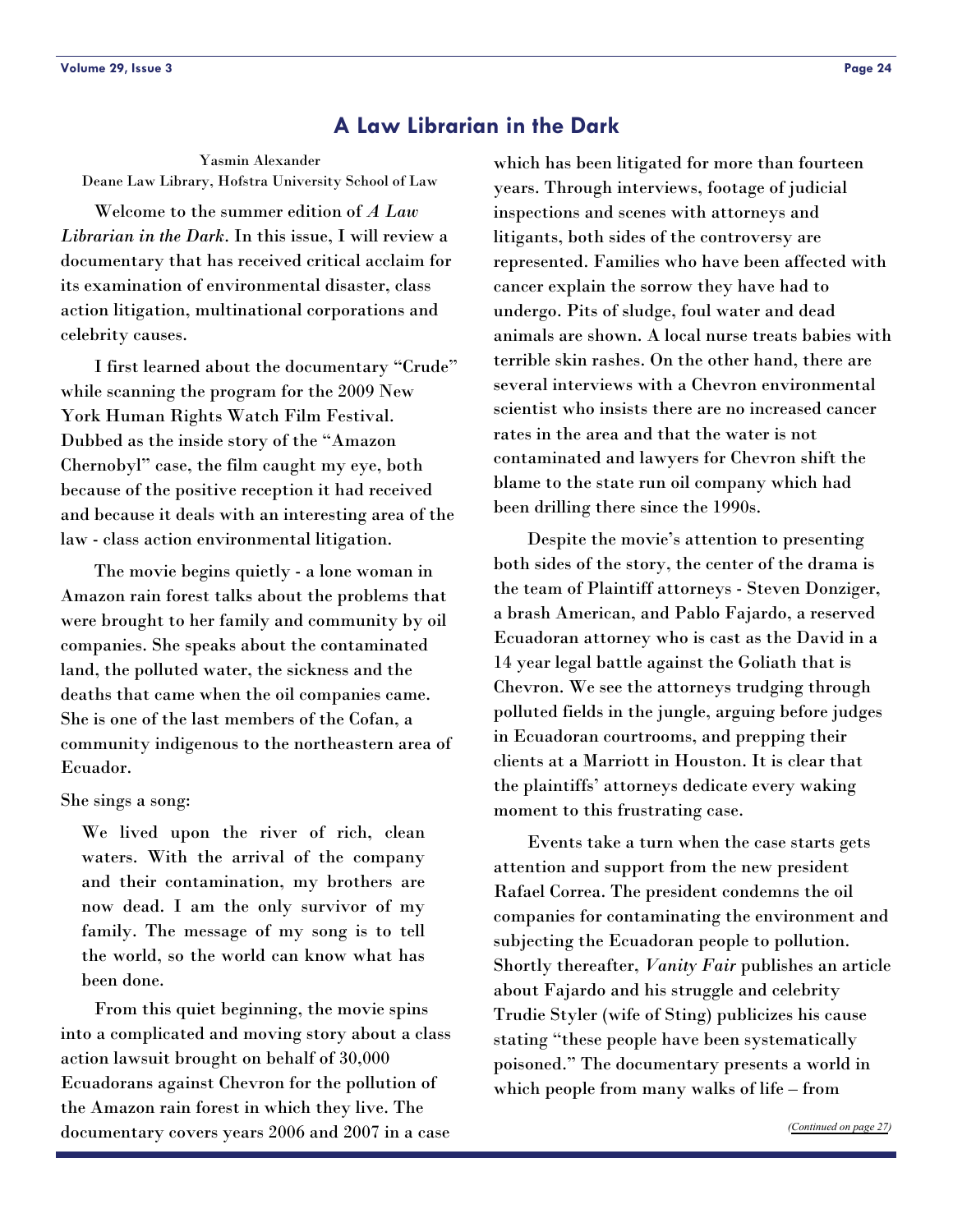## A Law Librarian in the Dark

Yasmin Alexander
Deane Law Library, Hofstra University School of Law

Welcome to the summer edition of *A Law Librarian in the Dark*. In this issue, I will review a documentary that has received critical acclaim for its examination of environmental disaster, class action litigation, multinational corporations and celebrity causes.

I first learned about the documentary "Crude" while scanning the program for the 2009 New York Human Rights Watch Film Festival. Dubbed as the inside story of the "Amazon Chernobyl" case, the film caught my eye, both because of the positive reception it had received and because it deals with an interesting area of the law - class action environmental litigation.

The movie begins quietly - a lone woman in Amazon rain forest talks about the problems that were brought to her family and community by oil companies. She speaks about the contaminated land, the polluted water, the sickness and the deaths that came when the oil companies came. She is one of the last members of the Cofan, a community indigenous to the northeastern area of Ecuador.

She sings a song:

> We lived upon the river of rich, clean waters. With the arrival of the company and their contamination, my brothers are now dead. I am the only survivor of my family. The message of my song is to tell the world, so the world can know what has been done.

From this quiet beginning, the movie spins into a complicated and moving story about a class action lawsuit brought on behalf of 30,000 Ecuadorans against Chevron for the pollution of the Amazon rain forest in which they live. The documentary covers years 2006 and 2007 in a case which has been litigated for more than fourteen years. Through interviews, footage of judicial inspections and scenes with attorneys and litigants, both sides of the controversy are represented. Families who have been affected with cancer explain the sorrow they have had to undergo. Pits of sludge, foul water and dead animals are shown. A local nurse treats babies with terrible skin rashes. On the other hand, there are several interviews with a Chevron environmental scientist who insists there are no increased cancer rates in the area and that the water is not contaminated and lawyers for Chevron shift the blame to the state run oil company which had been drilling there since the 1990s.

Despite the movie's attention to presenting both sides of the story, the center of the drama is the team of Plaintiff attorneys - Steven Donziger, a brash American, and Pablo Fajardo, a reserved Ecuadoran attorney who is cast as the David in a 14 year legal battle against the Goliath that is Chevron. We see the attorneys trudging through polluted fields in the jungle, arguing before judges in Ecuadoran courtrooms, and prepping their clients at a Marriott in Houston. It is clear that the plaintiffs' attorneys dedicate every waking moment to this frustrating case.

Events take a turn when the case starts gets attention and support from the new president Rafael Correa. The president condemns the oil companies for contaminating the environment and subjecting the Ecuadoran people to pollution. Shortly thereafter, *Vanity Fair* publishes an article about Fajardo and his struggle and celebrity Trudie Styler (wife of Sting) publicizes his cause stating "these people have been systematically poisoned." The documentary presents a world in which people from many walks of life – from

*(Continued on page 27)*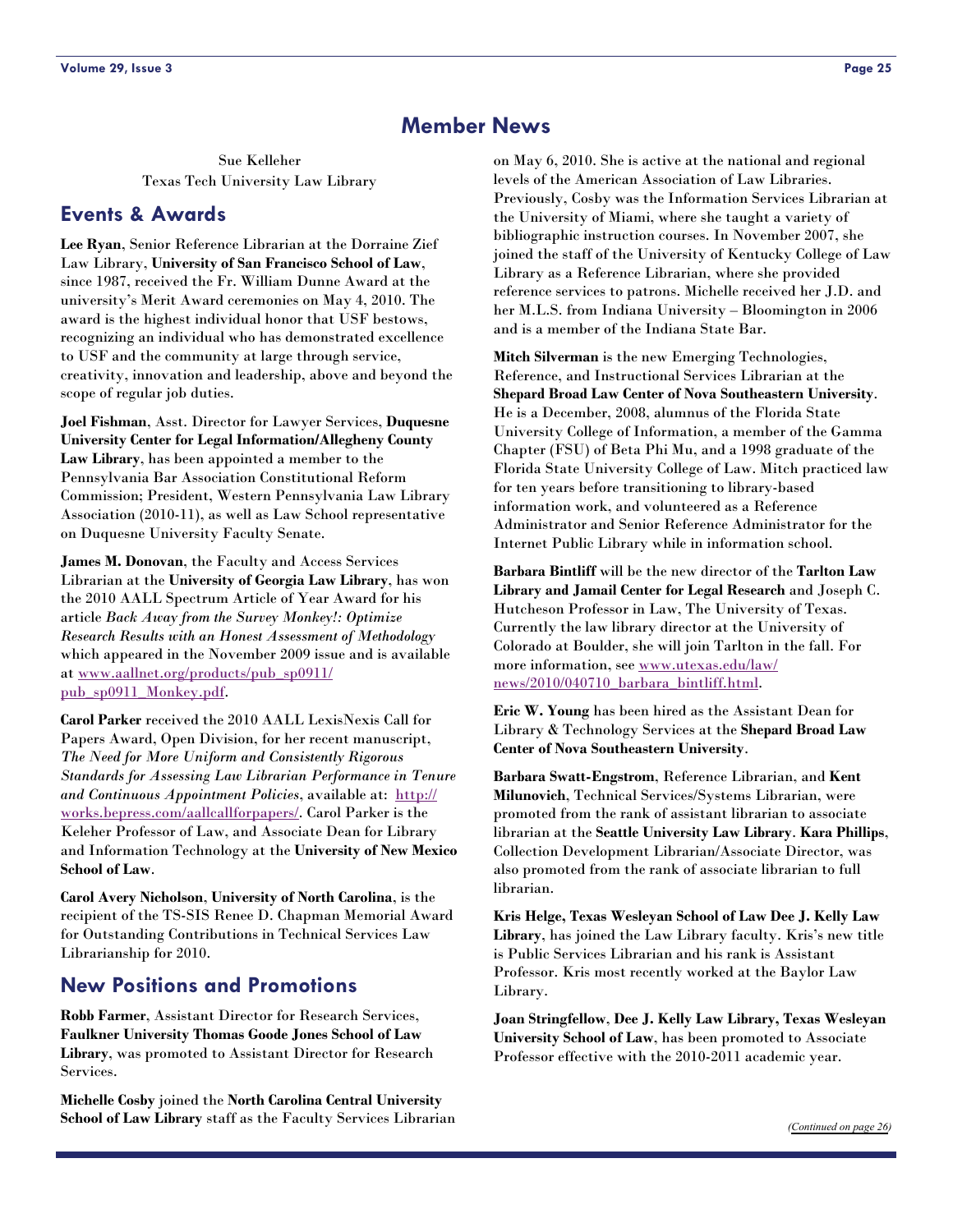# Member News

Sue Kelleher
Texas Tech University Law Library

## Events & Awards

**Lee Ryan**, Senior Reference Librarian at the Dorraine Zief Law Library, **University of San Francisco School of Law**, since 1987, received the Fr. William Dunne Award at the university's Merit Award ceremonies on May 4, 2010. The award is the highest individual honor that USF bestows, recognizing an individual who has demonstrated excellence to USF and the community at large through service, creativity, innovation and leadership, above and beyond the scope of regular job duties.

**Joel Fishman**, Asst. Director for Lawyer Services, **Duquesne University Center for Legal Information/Allegheny County Law Library**, has been appointed a member to the Pennsylvania Bar Association Constitutional Reform Commission; President, Western Pennsylvania Law Library Association (2010-11), as well as Law School representative on Duquesne University Faculty Senate.

**James M. Donovan**, the Faculty and Access Services Librarian at the **University of Georgia Law Library**, has won the 2010 AALL Spectrum Article of Year Award for his article *Back Away from the Survey Monkey!: Optimize Research Results with an Honest Assessment of Methodology* which appeared in the November 2009 issue and is available at www.aallnet.org/products/pub_sp0911/pub_sp0911_Monkey.pdf.

**Carol Parker** received the 2010 AALL LexisNexis Call for Papers Award, Open Division, for her recent manuscript, *The Need for More Uniform and Consistently Rigorous Standards for Assessing Law Librarian Performance in Tenure and Continuous Appointment Policies*, available at: http://works.bepress.com/aallcallforpapers/. Carol Parker is the Keleher Professor of Law, and Associate Dean for Library and Information Technology at the **University of New Mexico School of Law**.

**Carol Avery Nicholson**, **University of North Carolina**, is the recipient of the TS-SIS Renee D. Chapman Memorial Award for Outstanding Contributions in Technical Services Law Librarianship for 2010.

## New Positions and Promotions

**Robb Farmer**, Assistant Director for Research Services, **Faulkner University Thomas Goode Jones School of Law Library**, was promoted to Assistant Director for Research Services.

**Michelle Cosby** joined the **North Carolina Central University School of Law Library** staff as the Faculty Services Librarian on May 6, 2010. She is active at the national and regional levels of the American Association of Law Libraries. Previously, Cosby was the Information Services Librarian at the University of Miami, where she taught a variety of bibliographic instruction courses. In November 2007, she joined the staff of the University of Kentucky College of Law Library as a Reference Librarian, where she provided reference services to patrons. Michelle received her J.D. and her M.L.S. from Indiana University – Bloomington in 2006 and is a member of the Indiana State Bar.

**Mitch Silverman** is the new Emerging Technologies, Reference, and Instructional Services Librarian at the **Shepard Broad Law Center of Nova Southeastern University**. He is a December, 2008, alumnus of the Florida State University College of Information, a member of the Gamma Chapter (FSU) of Beta Phi Mu, and a 1998 graduate of the Florida State University College of Law. Mitch practiced law for ten years before transitioning to library-based information work, and volunteered as a Reference Administrator and Senior Reference Administrator for the Internet Public Library while in information school.

**Barbara Bintliff** will be the new director of the **Tarlton Law Library and Jamail Center for Legal Research** and Joseph C. Hutcheson Professor in Law, The University of Texas. Currently the law library director at the University of Colorado at Boulder, she will join Tarlton in the fall. For more information, see www.utexas.edu/law/news/2010/040710_barbara_bintliff.html.

**Eric W. Young** has been hired as the Assistant Dean for Library & Technology Services at the **Shepard Broad Law Center of Nova Southeastern University**.

**Barbara Swatt-Engstrom**, Reference Librarian, and **Kent Milunovich**, Technical Services/Systems Librarian, were promoted from the rank of assistant librarian to associate librarian at the **Seattle University Law Library**. **Kara Phillips**, Collection Development Librarian/Associate Director, was also promoted from the rank of associate librarian to full librarian.

**Kris Helge, Texas Wesleyan School of Law Dee J. Kelly Law Library**, has joined the Law Library faculty. Kris's new title is Public Services Librarian and his rank is Assistant Professor. Kris most recently worked at the Baylor Law Library.

**Joan Stringfellow**, **Dee J. Kelly Law Library, Texas Wesleyan University School of Law**, has been promoted to Associate Professor effective with the 2010-2011 academic year.

*(Continued on page 26)*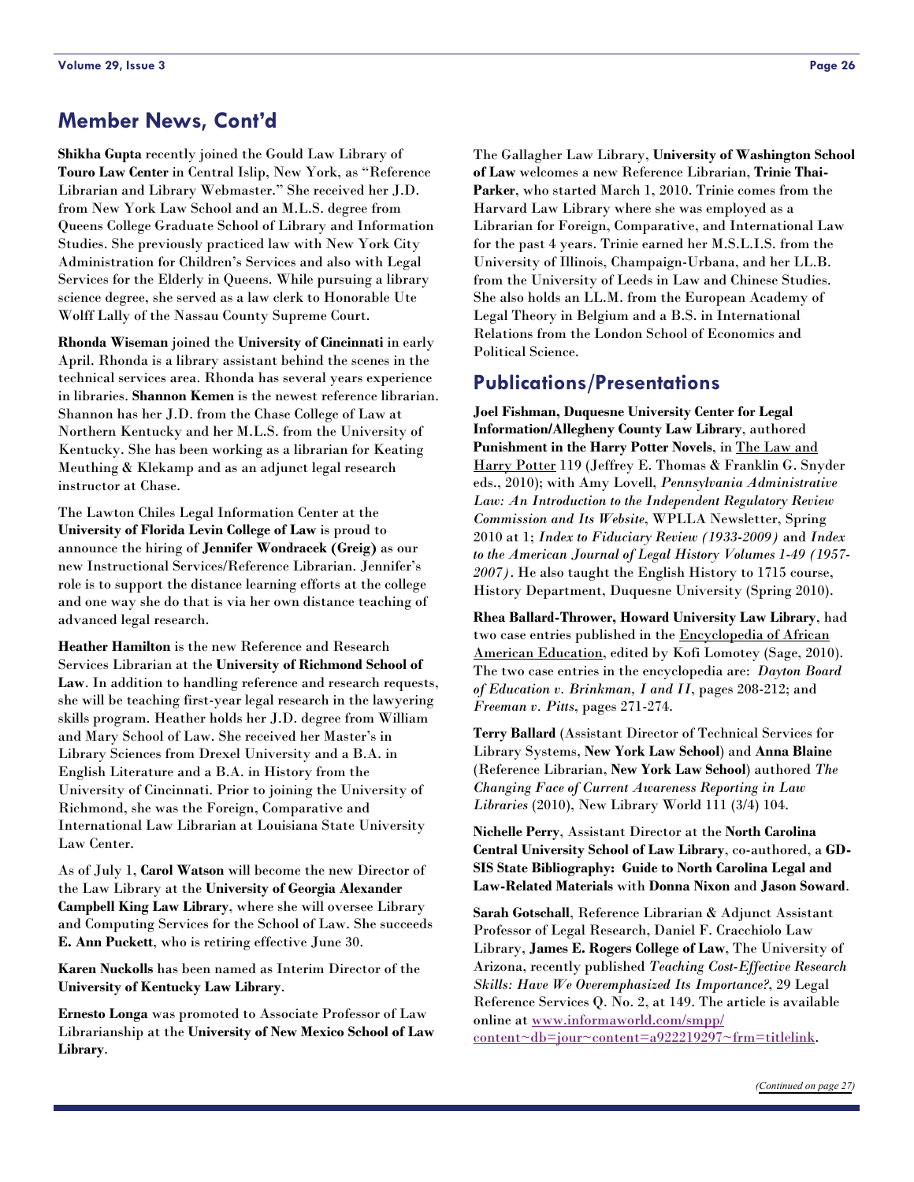## Member News, Cont'd

**Shikha Gupta** recently joined the Gould Law Library of **Touro Law Center** in Central Islip, New York, as "Reference Librarian and Library Webmaster." She received her J.D. from New York Law School and an M.L.S. degree from Queens College Graduate School of Library and Information Studies. She previously practiced law with New York City Administration for Children's Services and also with Legal Services for the Elderly in Queens. While pursuing a library science degree, she served as a law clerk to Honorable Ute Wolff Lally of the Nassau County Supreme Court.

**Rhonda Wiseman** joined the **University of Cincinnati** in early April. Rhonda is a library assistant behind the scenes in the technical services area. Rhonda has several years experience in libraries. **Shannon Kemen** is the newest reference librarian. Shannon has her J.D. from the Chase College of Law at Northern Kentucky and her M.L.S. from the University of Kentucky. She has been working as a librarian for Keating Meuthing & Klekamp and as an adjunct legal research instructor at Chase.

The Lawton Chiles Legal Information Center at the **University of Florida Levin College of Law** is proud to announce the hiring of **Jennifer Wondracek (Greig)** as our new Instructional Services/Reference Librarian. Jennifer's role is to support the distance learning efforts at the college and one way she do that is via her own distance teaching of advanced legal research.

**Heather Hamilton** is the new Reference and Research Services Librarian at the **University of Richmond School of Law**. In addition to handling reference and research requests, she will be teaching first-year legal research in the lawyering skills program. Heather holds her J.D. degree from William and Mary School of Law. She received her Master's in Library Sciences from Drexel University and a B.A. in English Literature and a B.A. in History from the University of Cincinnati. Prior to joining the University of Richmond, she was the Foreign, Comparative and International Law Librarian at Louisiana State University Law Center.

As of July 1, **Carol Watson** will become the new Director of the Law Library at the **University of Georgia Alexander Campbell King Law Library**, where she will oversee Library and Computing Services for the School of Law. She succeeds **E. Ann Puckett**, who is retiring effective June 30.

**Karen Nuckolls** has been named as Interim Director of the **University of Kentucky Law Library**.

**Ernesto Longa** was promoted to Associate Professor of Law Librarianship at the **University of New Mexico School of Law Library**.

The Gallagher Law Library, **University of Washington School of Law** welcomes a new Reference Librarian, **Trinie Thai-Parker**, who started March 1, 2010. Trinie comes from the Harvard Law Library where she was employed as a Librarian for Foreign, Comparative, and International Law for the past 4 years. Trinie earned her M.S.L.I.S. from the University of Illinois, Champaign-Urbana, and her LL.B. from the University of Leeds in Law and Chinese Studies. She also holds an LL.M. from the European Academy of Legal Theory in Belgium and a B.S. in International Relations from the London School of Economics and Political Science.

## Publications/Presentations

**Joel Fishman, Duquesne University Center for Legal Information/Allegheny County Law Library**, authored **Punishment in the Harry Potter Novels**, in The Law and Harry Potter 119 (Jeffrey E. Thomas & Franklin G. Snyder eds., 2010); with Amy Lovell, *Pennsylvania Administrative Law: An Introduction to the Independent Regulatory Review Commission and Its Website*, WPLLA Newsletter, Spring 2010 at 1; *Index to Fiduciary Review (1933-2009)* and *Index to the American Journal of Legal History Volumes 1-49 (1957-2007)*. He also taught the English History to 1715 course, History Department, Duquesne University (Spring 2010).

**Rhea Ballard-Thrower, Howard University Law Library**, had two case entries published in the Encyclopedia of African American Education, edited by Kofi Lomotey (Sage, 2010). The two case entries in the encyclopedia are: *Dayton Board of Education v. Brinkman, I and II*, pages 208-212; and *Freeman v. Pitts*, pages 271-274.

**Terry Ballard** (Assistant Director of Technical Services for Library Systems, **New York Law School**) and **Anna Blaine** (Reference Librarian, **New York Law School**) authored *The Changing Face of Current Awareness Reporting in Law Libraries* (2010), New Library World 111 (3/4) 104.

**Nichelle Perry**, Assistant Director at the **North Carolina Central University School of Law Library**, co-authored, a **GD-SIS State Bibliography: Guide to North Carolina Legal and Law-Related Materials** with **Donna Nixon** and **Jason Soward**.

**Sarah Gotschall**, Reference Librarian & Adjunct Assistant Professor of Legal Research, Daniel F. Cracchiolo Law Library, **James E. Rogers College of Law**, The University of Arizona, recently published *Teaching Cost-Effective Research Skills: Have We Overemphasized Its Importance?*, 29 Legal Reference Services Q. No. 2, at 149. The article is available online at www.informaworld.com/smpp/content~db=jour~content=a922219297~frm=titlelink.

*(Continued on page 27)*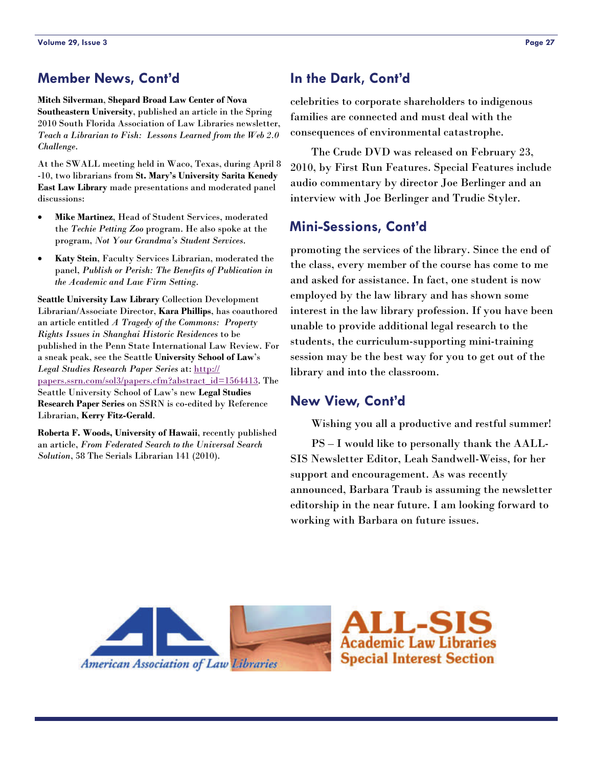## Member News, Cont'd

**Mitch Silverman**, **Shepard Broad Law Center of Nova Southeastern University**, published an article in the Spring 2010 South Florida Association of Law Libraries newsletter, *Teach a Librarian to Fish: Lessons Learned from the Web 2.0 Challenge*.

At the SWALL meeting held in Waco, Texas, during April 8 -10, two librarians from **St. Mary's University Sarita Kenedy East Law Library** made presentations and moderated panel discussions:

- **Mike Martinez**, Head of Student Services, moderated the *Techie Petting Zoo* program. He also spoke at the program, *Not Your Grandma's Student Services.*
- **Katy Stein**, Faculty Services Librarian, moderated the panel, *Publish or Perish: The Benefits of Publication in the Academic and Law Firm Setting*.

**Seattle University Law Library** Collection Development Librarian/Associate Director, **Kara Phillips**, has coauthored an article entitled *A Tragedy of the Commons: Property Rights Issues in Shanghai Historic Residences* to be published in the Penn State International Law Review. For a sneak peak, see the Seattle **University School of Law**'s *Legal Studies Research Paper Series* at: [http://papers.ssrn.com/sol3/papers.cfm?abstract_id=1564413](http://papers.ssrn.com/sol3/papers.cfm?abstract_id=1564413). The Seattle University School of Law's new **Legal Studies Research Paper Series** on SSRN is co-edited by Reference Librarian, **Kerry Fitz-Gerald**.

**Roberta F. Woods, University of Hawaii**, recently published an article, *From Federated Search to the Universal Search Solution*, 58 The Serials Librarian 141 (2010).

## In the Dark, Cont'd

celebrities to corporate shareholders to indigenous families are connected and must deal with the consequences of environmental catastrophe.

The Crude DVD was released on February 23, 2010, by First Run Features. Special Features include audio commentary by director Joe Berlinger and an interview with Joe Berlinger and Trudie Styler.

## Mini-Sessions, Cont'd

promoting the services of the library. Since the end of the class, every member of the course has come to me and asked for assistance. In fact, one student is now employed by the law library and has shown some interest in the law library profession. If you have been unable to provide additional legal research to the students, the curriculum-supporting mini-training session may be the best way for you to get out of the library and into the classroom.

## New View, Cont'd

Wishing you all a productive and restful summer!

PS – I would like to personally thank the AALL-SIS Newsletter Editor, Leah Sandwell-Weiss, for her support and encouragement. As was recently announced, Barbara Traub is assuming the newsletter editorship in the near future. I am looking forward to working with Barbara on future issues.

American Association of Law Libraries

ALL-SIS Academic Law Libraries Special Interest Section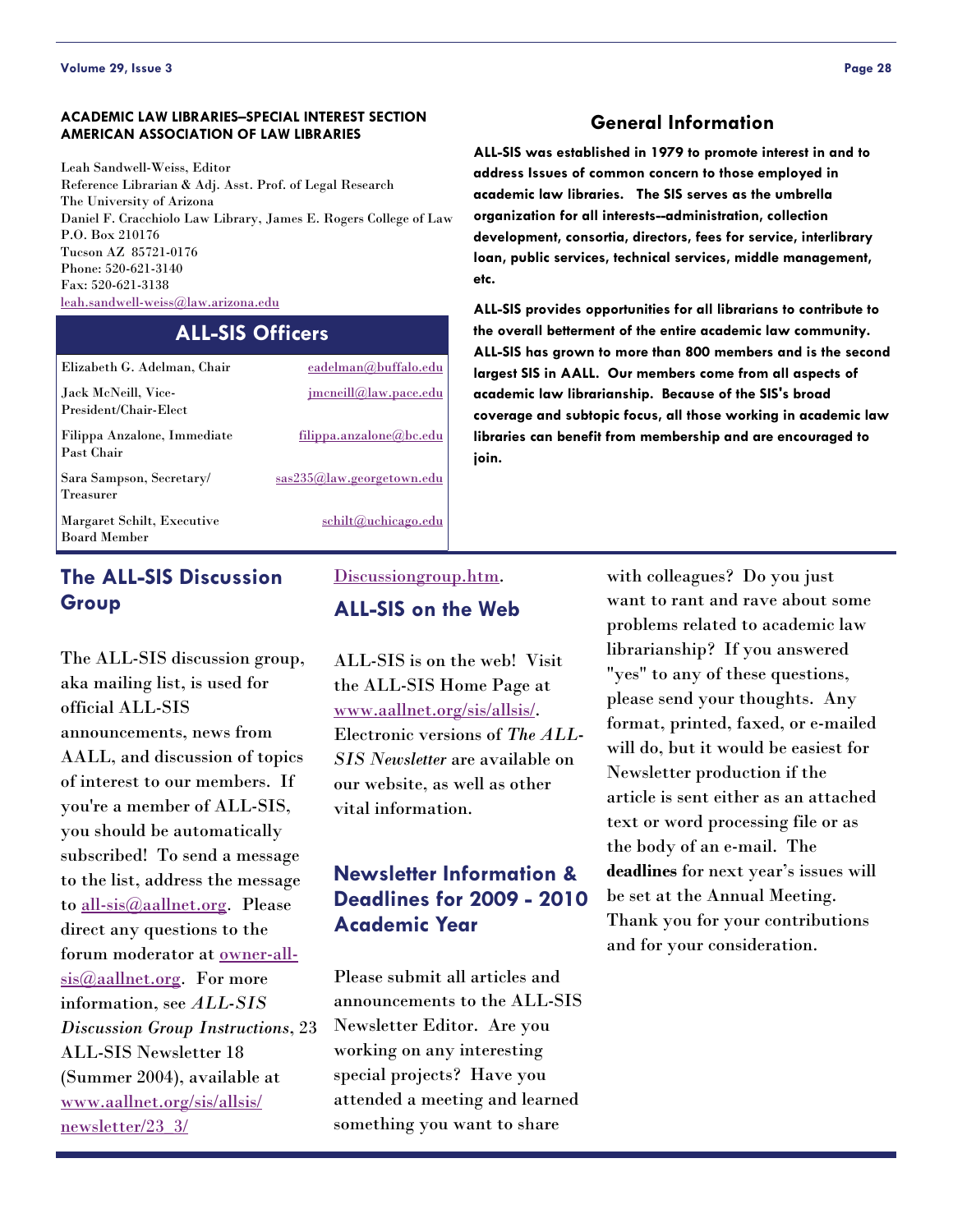**ACADEMIC LAW LIBRARIES—SPECIAL INTEREST SECTION**
**AMERICAN ASSOCIATION OF LAW LIBRARIES**

Leah Sandwell-Weiss, Editor
Reference Librarian & Adj. Asst. Prof. of Legal Research
The University of Arizona
Daniel F. Cracchiolo Law Library, James E. Rogers College of Law
P.O. Box 210176
Tucson AZ 85721-0176
Phone: 520-621-3140
Fax: 520-621-3138
leah.sandwell-weiss@law.arizona.edu

## ALL-SIS Officers

| | |
|---|---|
| Elizabeth G. Adelman, Chair | eadelman@buffalo.edu |
| Jack McNeill, Vice-President/Chair-Elect | jmcneill@law.pace.edu |
| Filippa Anzalone, Immediate Past Chair | filippa.anzalone@bc.edu |
| Sara Sampson, Secretary/ Treasurer | sas235@law.georgetown.edu |
| Margaret Schilt, Executive Board Member | schilt@uchicago.edu |

## General Information

**ALL-SIS was established in 1979 to promote interest in and to address Issues of common concern to those employed in academic law libraries. The SIS serves as the umbrella organization for all interests--administration, collection development, consortia, directors, fees for service, interlibrary loan, public services, technical services, middle management, etc.**

**ALL-SIS provides opportunities for all librarians to contribute to the overall betterment of the entire academic law community. ALL-SIS has grown to more than 800 members and is the second largest SIS in AALL. Our members come from all aspects of academic law librarianship. Because of the SIS's broad coverage and subtopic focus, all those working in academic law libraries can benefit from membership and are encouraged to join.**

## The ALL-SIS Discussion Group

The ALL-SIS discussion group, aka mailing list, is used for official ALL-SIS announcements, news from AALL, and discussion of topics of interest to our members. If you're a member of ALL-SIS, you should be automatically subscribed! To send a message to the list, address the message to all-sis@aallnet.org. Please direct any questions to the forum moderator at owner-all-sis@aallnet.org. For more information, see *ALL-SIS Discussion Group Instructions*, 23 ALL-SIS Newsletter 18 (Summer 2004), available at www.aallnet.org/sis/allsis/newsletter/23_3/Discussiongroup.htm.

## ALL-SIS on the Web

ALL-SIS is on the web! Visit the ALL-SIS Home Page at www.aallnet.org/sis/allsis/. Electronic versions of *The ALL-SIS Newsletter* are available on our website, as well as other vital information.

## Newsletter Information & Deadlines for 2009 - 2010 Academic Year

Please submit all articles and announcements to the ALL-SIS Newsletter Editor. Are you working on any interesting special projects? Have you attended a meeting and learned something you want to share with colleagues? Do you just want to rant and rave about some problems related to academic law librarianship? If you answered "yes" to any of these questions, please send your thoughts. Any format, printed, faxed, or e-mailed will do, but it would be easiest for Newsletter production if the article is sent either as an attached text or word processing file or as the body of an e-mail. The **deadlines** for next year's issues will be set at the Annual Meeting. Thank you for your contributions and for your consideration.